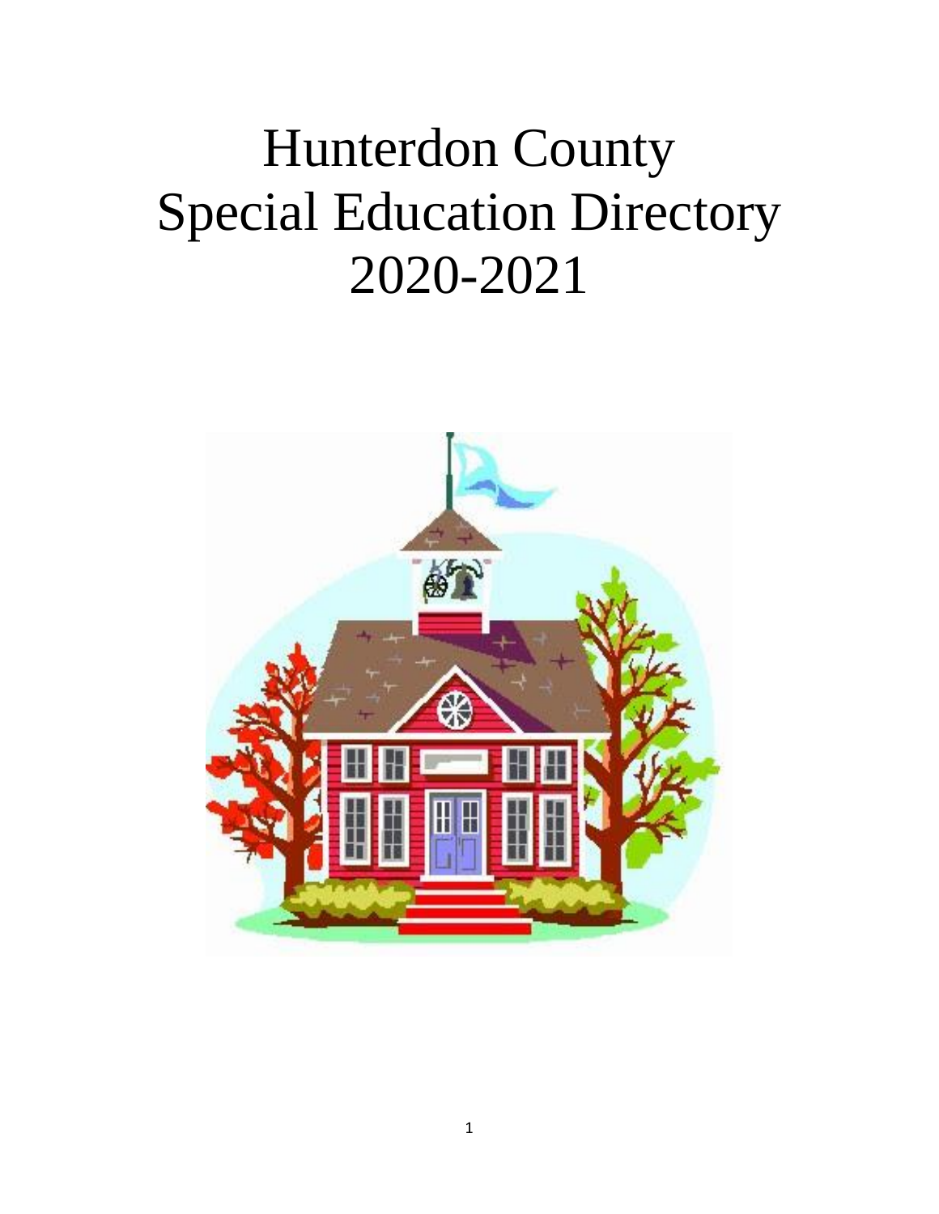# Hunterdon County Special Education Directory 2020-2021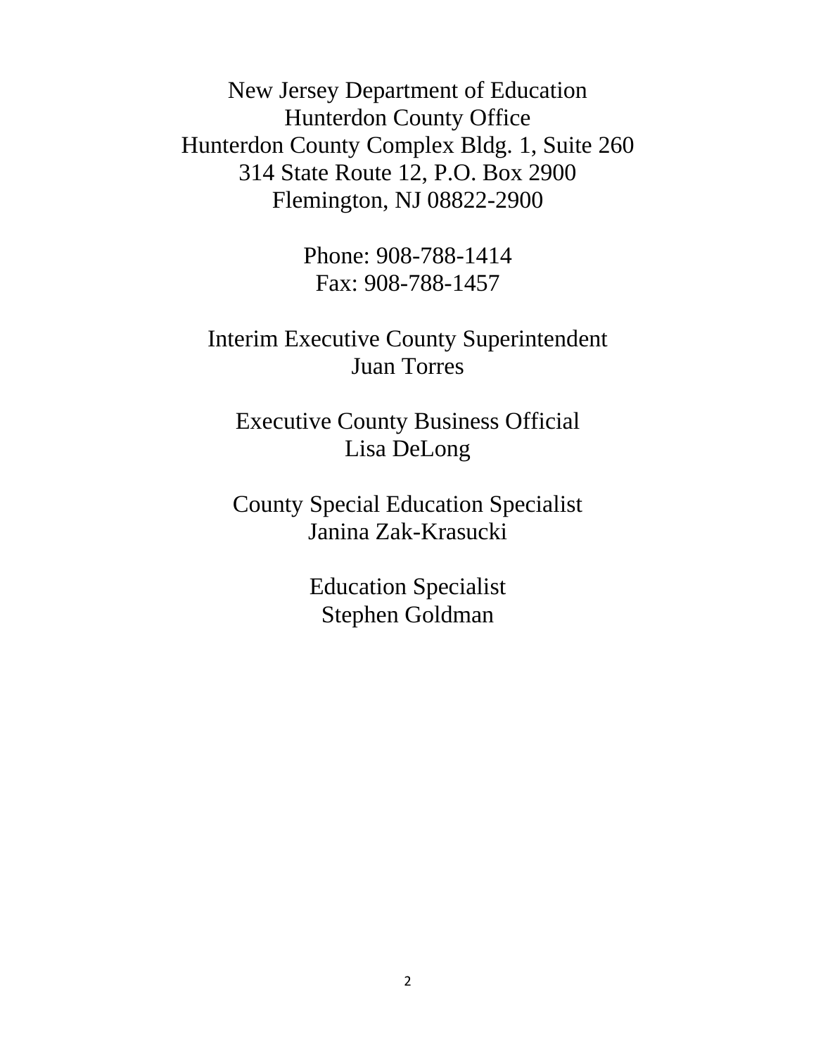New Jersey Department of Education
Hunterdon County Office
Hunterdon County Complex Bldg. 1, Suite 260
314 State Route 12, P.O. Box 2900
Flemington, NJ 08822-2900

Phone: 908-788-1414
Fax: 908-788-1457

Interim Executive County Superintendent
Juan Torres

Executive County Business Official
Lisa DeLong

County Special Education Specialist
Janina Zak-Krasucki

Education Specialist
Stephen Goldman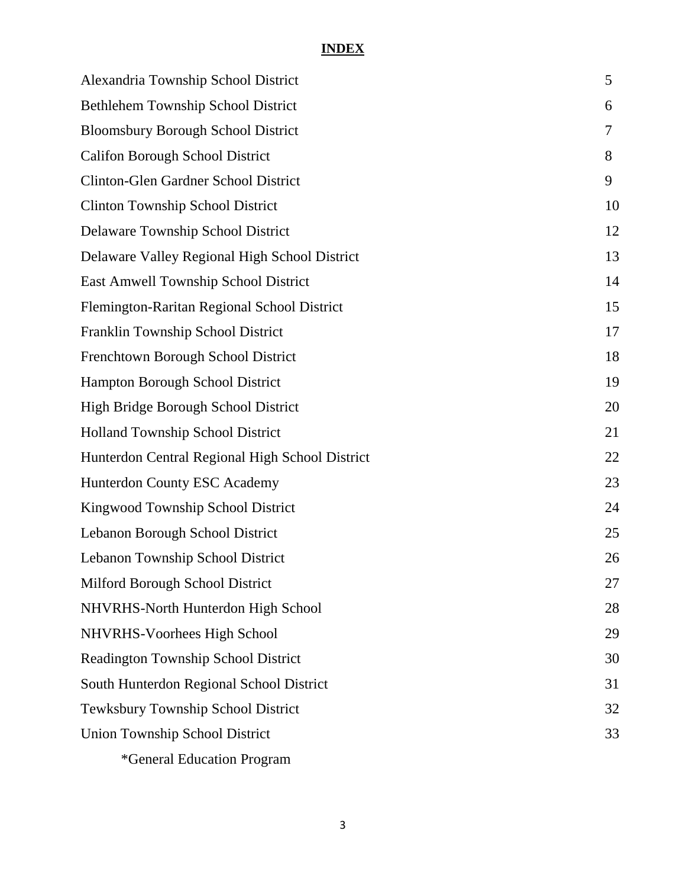# INDEX

| | |
|---|---|
| Alexandria Township School District | 5 |
| Bethlehem Township School District | 6 |
| Bloomsbury Borough School District | 7 |
| Califon Borough School District | 8 |
| Clinton-Glen Gardner School District | 9 |
| Clinton Township School District | 10 |
| Delaware Township School District | 12 |
| Delaware Valley Regional High School District | 13 |
| East Amwell Township School District | 14 |
| Flemington-Raritan Regional School District | 15 |
| Franklin Township School District | 17 |
| Frenchtown Borough School District | 18 |
| Hampton Borough School District | 19 |
| High Bridge Borough School District | 20 |
| Holland Township School District | 21 |
| Hunterdon Central Regional High School District | 22 |
| Hunterdon County ESC Academy | 23 |
| Kingwood Township School District | 24 |
| Lebanon Borough School District | 25 |
| Lebanon Township School District | 26 |
| Milford Borough School District | 27 |
| NHVRHS-North Hunterdon High School | 28 |
| NHVRHS-Voorhees High School | 29 |
| Readington Township School District | 30 |
| South Hunterdon Regional School District | 31 |
| Tewksbury Township School District | 32 |
| Union Township School District | 33 |

*General Education Program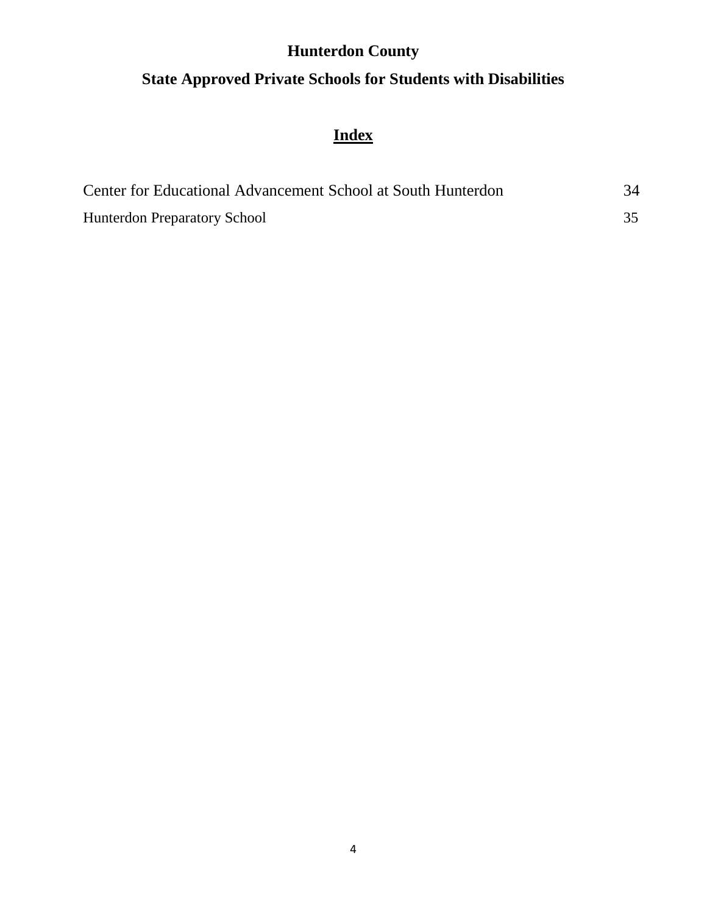# Hunterdon County

## State Approved Private Schools for Students with Disabilities

### Index

| | |
|---|---|
| Center for Educational Advancement School at South Hunterdon | 34 |
| Hunterdon Preparatory School | 35 |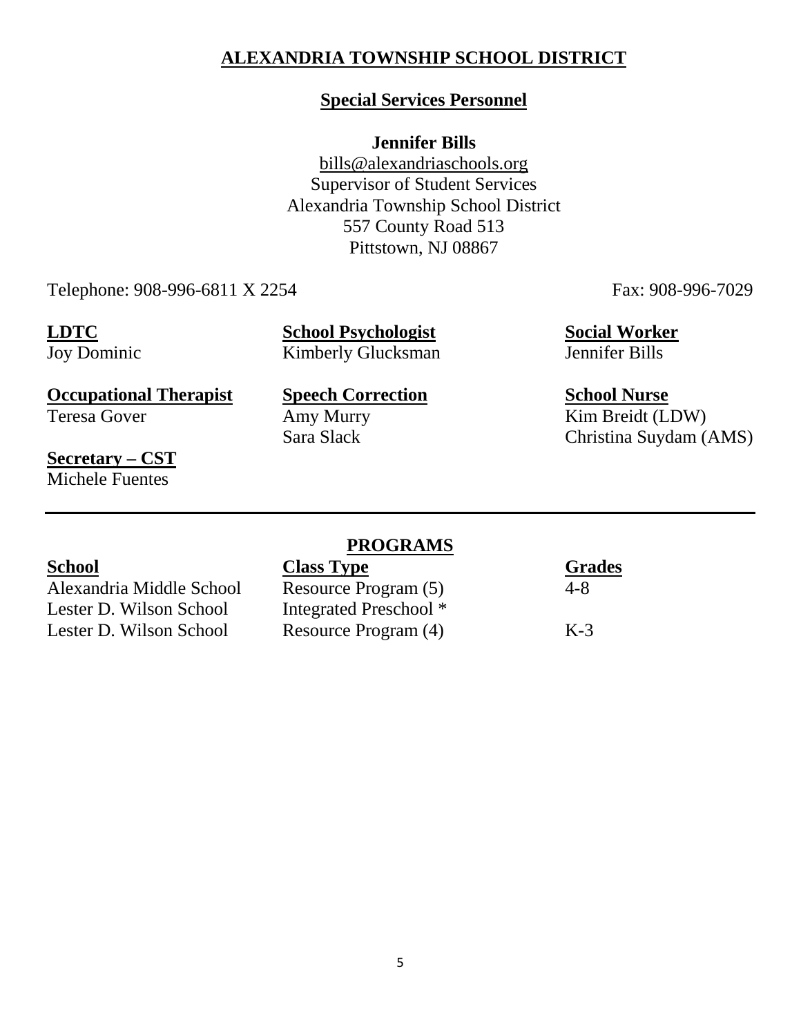# ALEXANDRIA TOWNSHIP SCHOOL DISTRICT

## Special Services Personnel

**Jennifer Bills**
bills@alexandriaschools.org
Supervisor of Student Services
Alexandria Township School District
557 County Road 513
Pittstown, NJ 08867

Telephone: 908-996-6811 X 2254 Fax: 908-996-7029

**LDTC**
Joy Dominic

**School Psychologist**
Kimberly Glucksman

**Social Worker**
Jennifer Bills

**Occupational Therapist**
Teresa Gover

**Speech Correction**
Amy Murry
Sara Slack

**School Nurse**
Kim Breidt (LDW)
Christina Suydam (AMS)

**Secretary – CST**
Michele Fuentes

---

## PROGRAMS

| School | Class Type | Grades |
|---|---|---|
| Alexandria Middle School | Resource Program (5) | 4-8 |
| Lester D. Wilson School | Integrated Preschool * | |
| Lester D. Wilson School | Resource Program (4) | K-3 |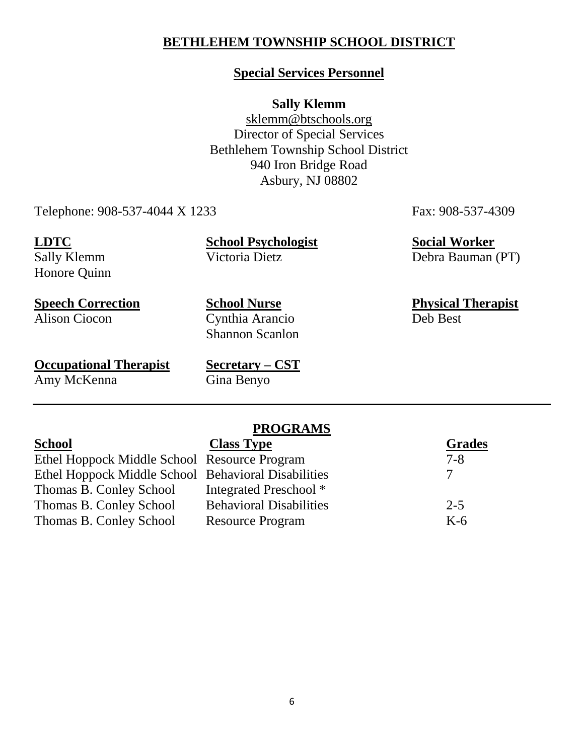# BETHLEHEM TOWNSHIP SCHOOL DISTRICT

## Special Services Personnel

**Sally Klemm**
sklemm@btschools.org
Director of Special Services
Bethlehem Township School District
940 Iron Bridge Road
Asbury, NJ 08802

Telephone: 908-537-4044 X 1233

Fax: 908-537-4309

**LDTC**
Sally Klemm
Honore Quinn

**School Psychologist**
Victoria Dietz

**Social Worker**
Debra Bauman (PT)

**Speech Correction**
Alison Ciocon

**School Nurse**
Cynthia Arancio
Shannon Scanlon

**Physical Therapist**
Deb Best

**Occupational Therapist**
Amy McKenna

**Secretary – CST**
Gina Benyo

---

## PROGRAMS

| School | Class Type | Grades |
|---|---|---|
| Ethel Hoppock Middle School | Resource Program | 7-8 |
| Ethel Hoppock Middle School | Behavioral Disabilities | 7 |
| Thomas B. Conley School | Integrated Preschool * | |
| Thomas B. Conley School | Behavioral Disabilities | 2-5 |
| Thomas B. Conley School | Resource Program | K-6 |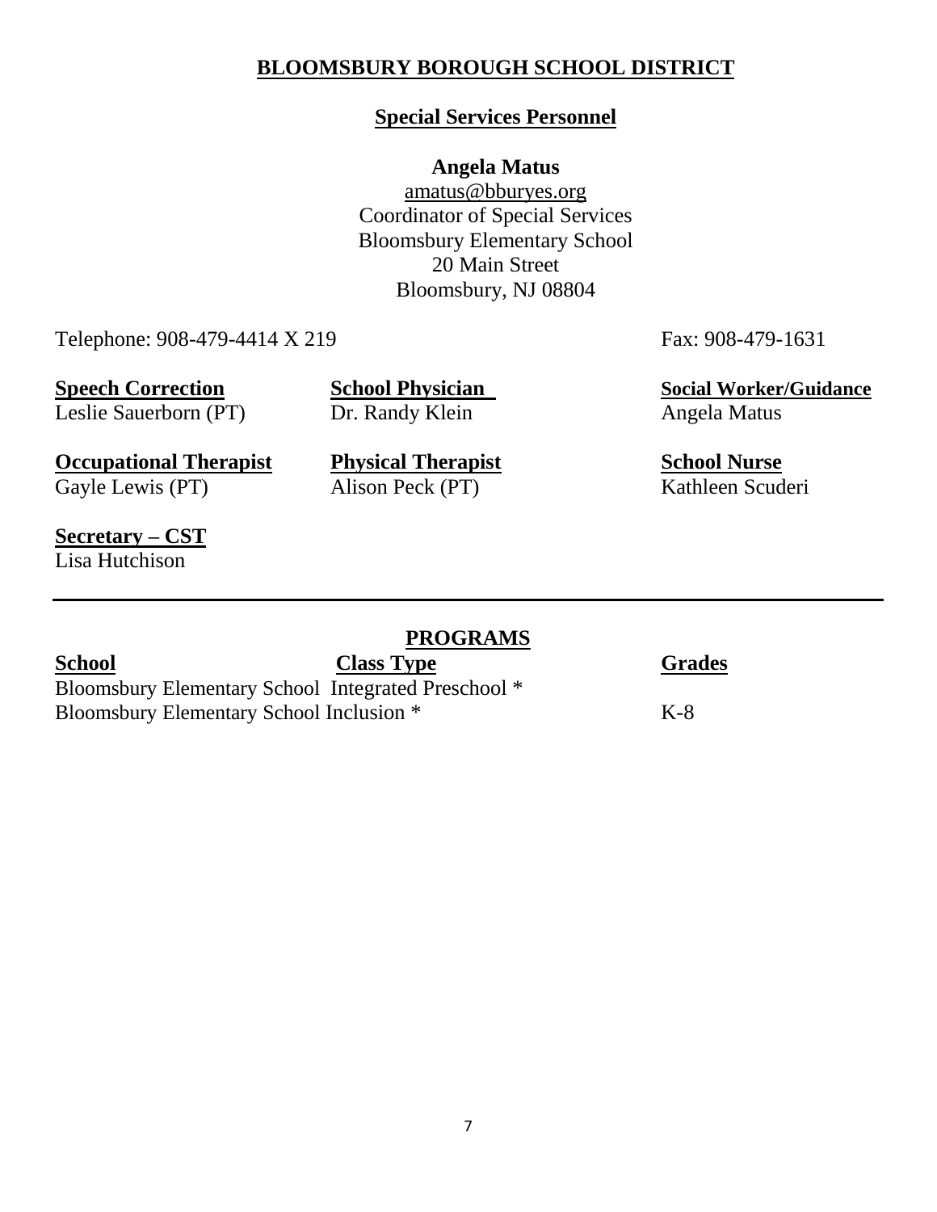# BLOOMSBURY BOROUGH SCHOOL DISTRICT

## Special Services Personnel

**Angela Matus**
amatus@bburyes.org
Coordinator of Special Services
Bloomsbury Elementary School
20 Main Street
Bloomsbury, NJ 08804

Telephone: 908-479-4414 X 219

Fax: 908-479-1631

**Speech Correction**
Leslie Sauerborn (PT)

**School Physician**
Dr. Randy Klein

**Social Worker/Guidance**
Angela Matus

**Occupational Therapist**
Gayle Lewis (PT)

**Physical Therapist**
Alison Peck (PT)

**School Nurse**
Kathleen Scuderi

**Secretary – CST**
Lisa Hutchison

---

## PROGRAMS

| School | Class Type | Grades |
|---|---|---|
| Bloomsbury Elementary School | Integrated Preschool * | |
| Bloomsbury Elementary School | Inclusion * | K-8 |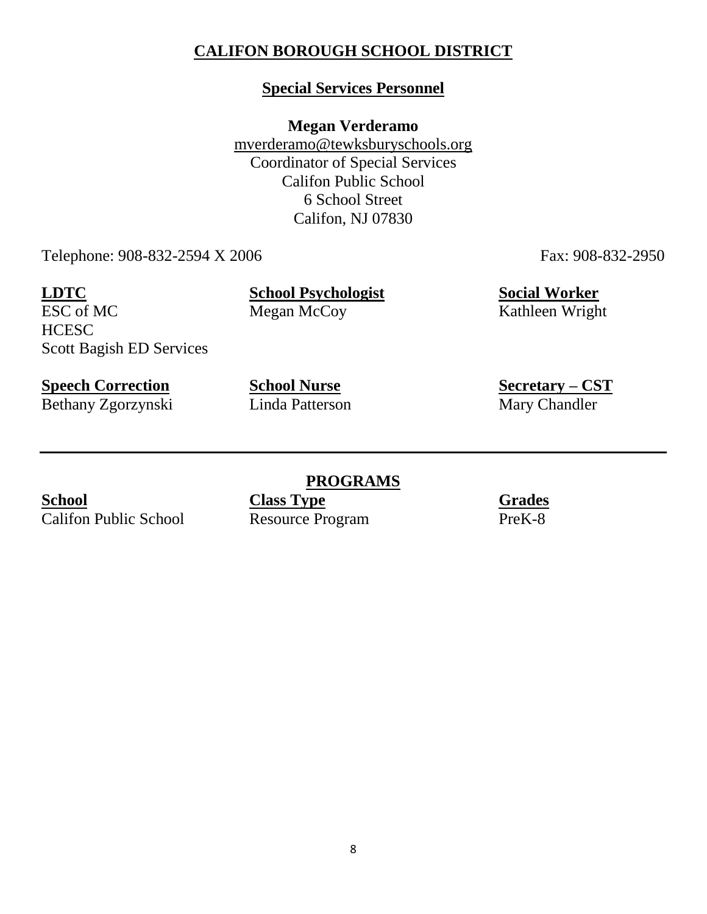# CALIFON BOROUGH SCHOOL DISTRICT

## Special Services Personnel

**Megan Verderamo**
mverderamo@tewksburyschools.org
Coordinator of Special Services
Califon Public School
6 School Street
Califon, NJ 07830

Telephone: 908-832-2594 X 2006 Fax: 908-832-2950

| **LDTC** | **School Psychologist** | **Social Worker** |
|---|---|---|
| ESC of MC<br>HCESC<br>Scott Bagish ED Services | Megan McCoy | Kathleen Wright |
| **Speech Correction** | **School Nurse** | **Secretary – CST** |
| Bethany Zgorzynski | Linda Patterson | Mary Chandler |

---

## PROGRAMS

| School | Class Type | Grades |
|---|---|---|
| Califon Public School | Resource Program | PreK-8 |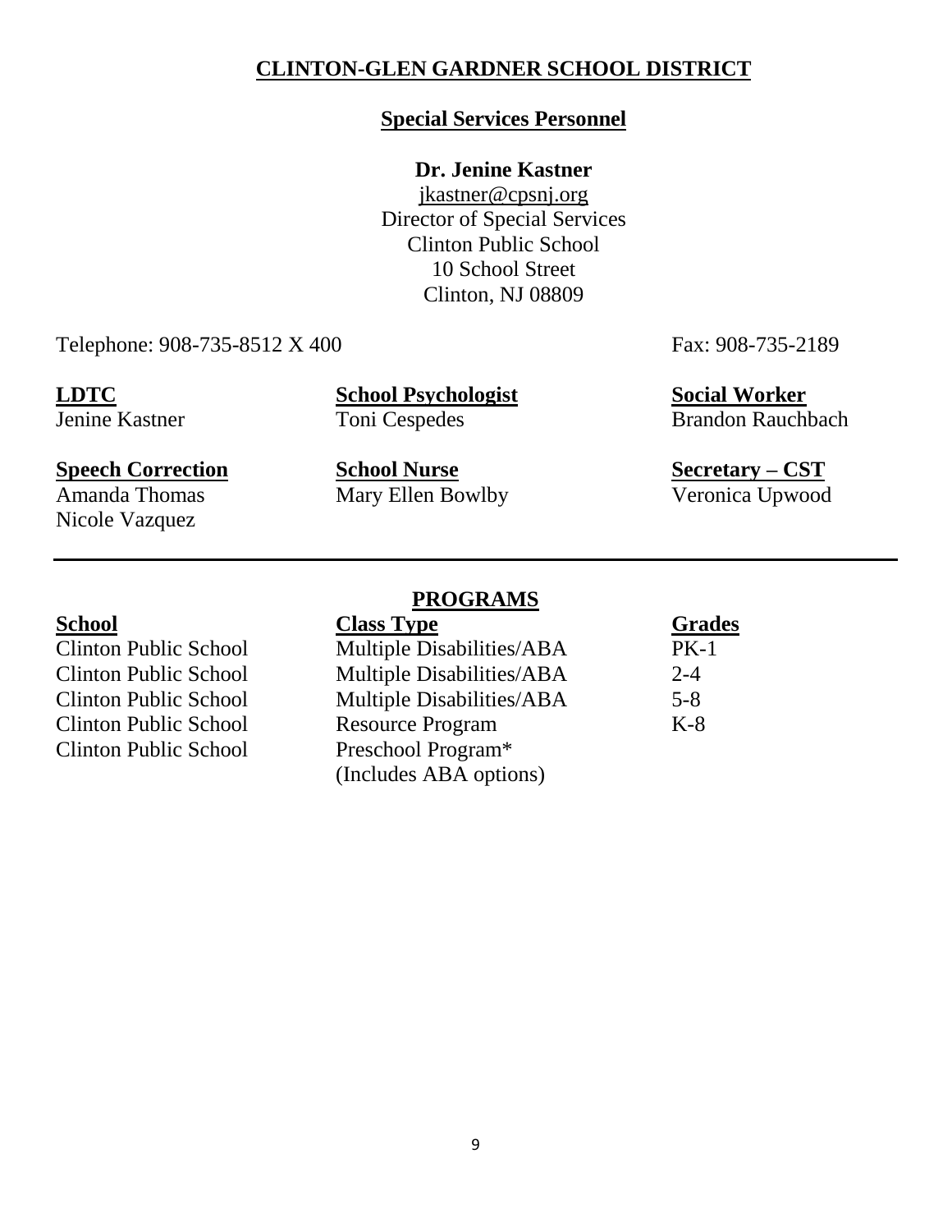# CLINTON-GLEN GARDNER SCHOOL DISTRICT

## Special Services Personnel

**Dr. Jenine Kastner**
jkastner@cpsnj.org
Director of Special Services
Clinton Public School
10 School Street
Clinton, NJ 08809

Telephone: 908-735-8512 X 400

Fax: 908-735-2189

| LDTC | School Psychologist | Social Worker |
|---|---|---|
| Jenine Kastner | Toni Cespedes | Brandon Rauchbach |

| Speech Correction | School Nurse | Secretary – CST |
|---|---|---|
| Amanda Thomas | Mary Ellen Bowlby | Veronica Upwood |
| Nicole Vazquez | | |

---

## PROGRAMS

| School | Class Type | Grades |
|---|---|---|
| Clinton Public School | Multiple Disabilities/ABA | PK-1 |
| Clinton Public School | Multiple Disabilities/ABA | 2-4 |
| Clinton Public School | Multiple Disabilities/ABA | 5-8 |
| Clinton Public School | Resource Program | K-8 |
| Clinton Public School | Preschool Program* (Includes ABA options) | |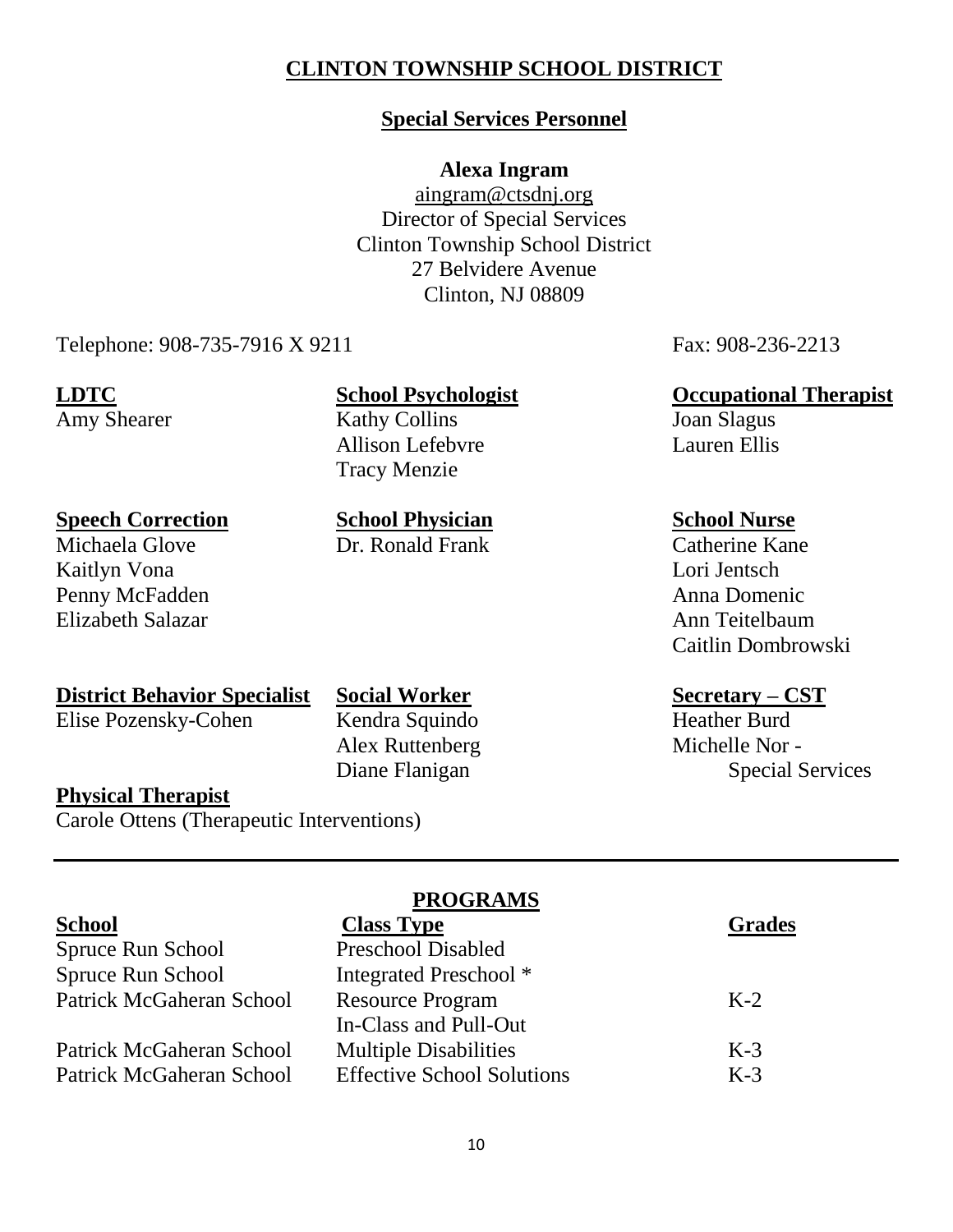# CLINTON TOWNSHIP SCHOOL DISTRICT

## Special Services Personnel

**Alexa Ingram**
aingram@ctsdnj.org
Director of Special Services
Clinton Township School District
27 Belvidere Avenue
Clinton, NJ 08809

Telephone: 908-735-7916 X 9211

Fax: 908-236-2213

**LDTC**
Amy Shearer

**School Psychologist**
Kathy Collins
Allison Lefebvre
Tracy Menzie

**Occupational Therapist**
Joan Slagus
Lauren Ellis

**Speech Correction**
Michaela Glove
Kaitlyn Vona
Penny McFadden
Elizabeth Salazar

**School Physician**
Dr. Ronald Frank

**School Nurse**
Catherine Kane
Lori Jentsch
Anna Domenic
Ann Teitelbaum
Caitlin Dombrowski

**District Behavior Specialist**
Elise Pozensky-Cohen

**Social Worker**
Kendra Squindo
Alex Ruttenberg
Diane Flanigan

**Secretary – CST**
Heather Burd
Michelle Nor - Special Services

**Physical Therapist**
Carole Ottens (Therapeutic Interventions)

---

## PROGRAMS

| School | Class Type | Grades |
|---|---|---|
| Spruce Run School | Preschool Disabled | |
| Spruce Run School | Integrated Preschool * | |
| Patrick McGaheran School | Resource Program In-Class and Pull-Out | K-2 |
| Patrick McGaheran School | Multiple Disabilities | K-3 |
| Patrick McGaheran School | Effective School Solutions | K-3 |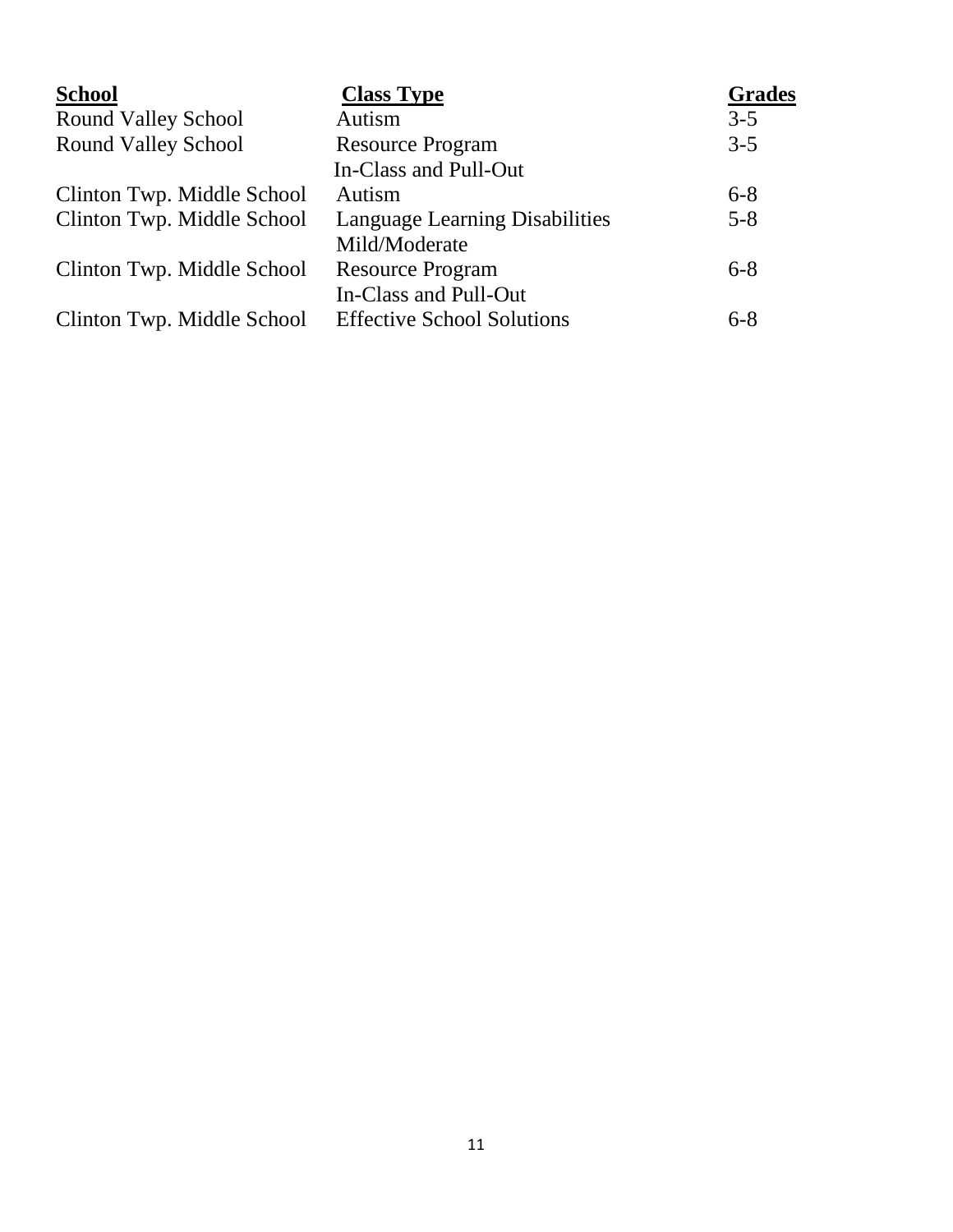| School | Class Type | Grades |
| --- | --- | --- |
| Round Valley School | Autism | 3-5 |
| Round Valley School | Resource Program In-Class and Pull-Out | 3-5 |
| Clinton Twp. Middle School | Autism | 6-8 |
| Clinton Twp. Middle School | Language Learning Disabilities Mild/Moderate | 5-8 |
| Clinton Twp. Middle School | Resource Program In-Class and Pull-Out | 6-8 |
| Clinton Twp. Middle School | Effective School Solutions | 6-8 |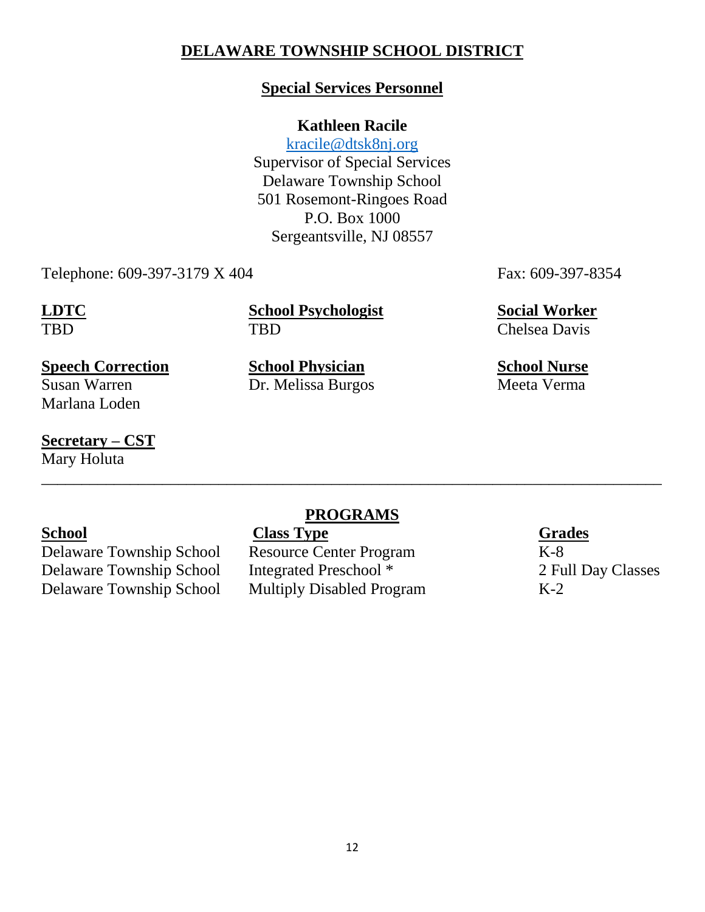# DELAWARE TOWNSHIP SCHOOL DISTRICT

## Special Services Personnel

**Kathleen Racile**
kracile@dtsk8nj.org
Supervisor of Special Services
Delaware Township School
501 Rosemont-Ringoes Road
P.O. Box 1000
Sergeantsville, NJ 08557

Telephone: 609-397-3179 X 404

Fax: 609-397-8354

**LDTC**
TBD

**School Psychologist**
TBD

**Social Worker**
Chelsea Davis

**Speech Correction**
Susan Warren
Marlana Loden

**School Physician**
Dr. Melissa Burgos

**School Nurse**
Meeta Verma

**Secretary – CST**
Mary Holuta

---

## PROGRAMS

| School | Class Type | Grades |
|---|---|---|
| Delaware Township School | Resource Center Program | K-8 |
| Delaware Township School | Integrated Preschool * | 2 Full Day Classes |
| Delaware Township School | Multiply Disabled Program | K-2 |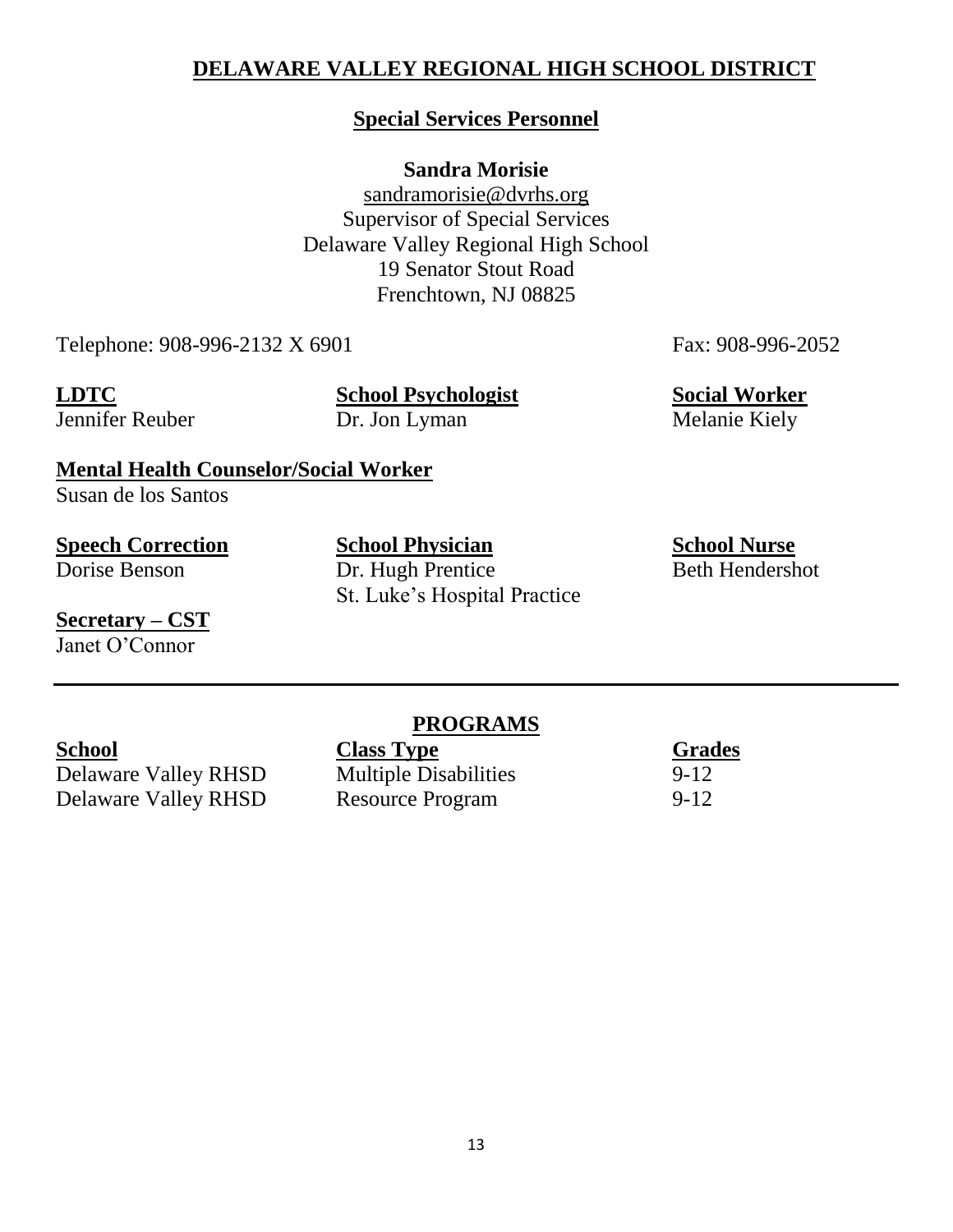# DELAWARE VALLEY REGIONAL HIGH SCHOOL DISTRICT

## Special Services Personnel

**Sandra Morisie**
sandramorisie@dvrhs.org
Supervisor of Special Services
Delaware Valley Regional High School
19 Senator Stout Road
Frenchtown, NJ 08825

Telephone: 908-996-2132 X 6901 Fax: 908-996-2052

| LDTC | School Psychologist | Social Worker |
|---|---|---|
| Jennifer Reuber | Dr. Jon Lyman | Melanie Kiely |

**Mental Health Counselor/Social Worker**
Susan de los Santos

| Speech Correction | School Physician | School Nurse |
|---|---|---|
| Dorise Benson | Dr. Hugh Prentice<br>St. Luke's Hospital Practice | Beth Hendershot |

**Secretary – CST**
Janet O'Connor

---

## PROGRAMS

| School | Class Type | Grades |
|---|---|---|
| Delaware Valley RHSD | Multiple Disabilities | 9-12 |
| Delaware Valley RHSD | Resource Program | 9-12 |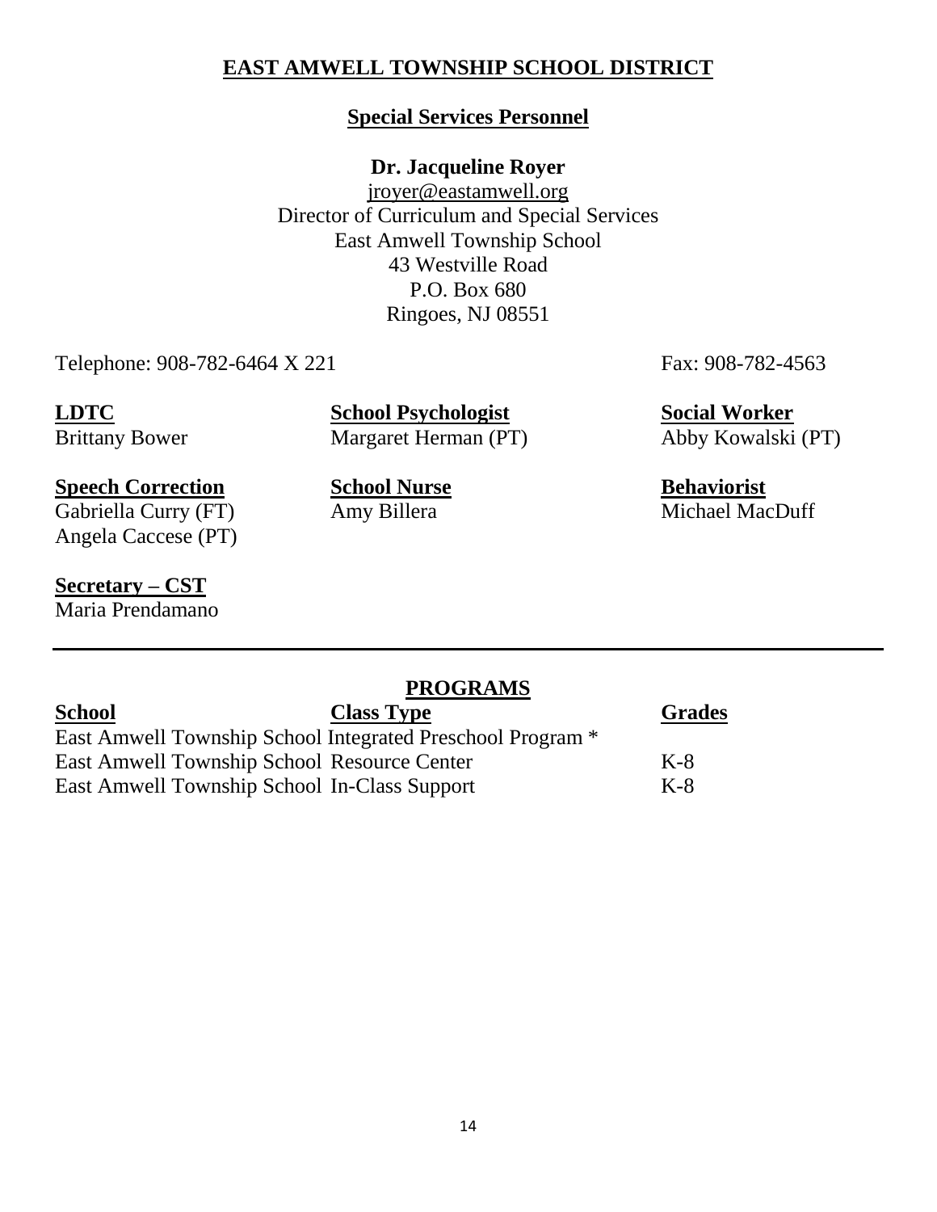# EAST AMWELL TOWNSHIP SCHOOL DISTRICT

## Special Services Personnel

**Dr. Jacqueline Royer**
jroyer@eastamwell.org
Director of Curriculum and Special Services
East Amwell Township School
43 Westville Road
P.O. Box 680
Ringoes, NJ 08551

Telephone: 908-782-6464 X 221

Fax: 908-782-4563

**LDTC**
Brittany Bower

**School Psychologist**
Margaret Herman (PT)

**Social Worker**
Abby Kowalski (PT)

**Speech Correction**
Gabriella Curry (FT)
Angela Caccese (PT)

**School Nurse**
Amy Billera

**Behaviorist**
Michael MacDuff

**Secretary – CST**
Maria Prendamano

---

## PROGRAMS

| School | Class Type | Grades |
|---|---|---|
| East Amwell Township School | Integrated Preschool Program * | |
| East Amwell Township School | Resource Center | K-8 |
| East Amwell Township School | In-Class Support | K-8 |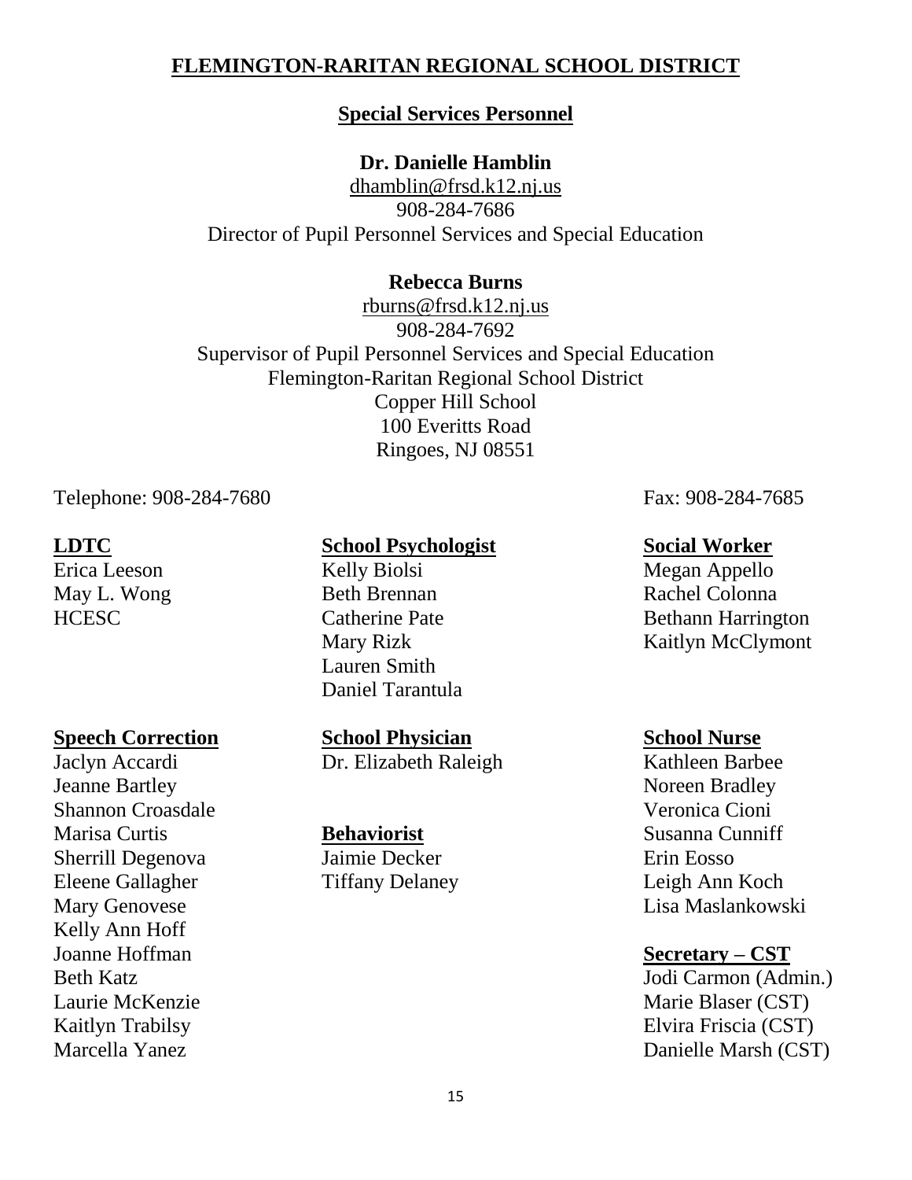# FLEMINGTON-RARITAN REGIONAL SCHOOL DISTRICT

## Special Services Personnel

**Dr. Danielle Hamblin**
dhamblin@frsd.k12.nj.us
908-284-7686
Director of Pupil Personnel Services and Special Education

**Rebecca Burns**
rburns@frsd.k12.nj.us
908-284-7692
Supervisor of Pupil Personnel Services and Special Education
Flemington-Raritan Regional School District
Copper Hill School
100 Everitts Road
Ringoes, NJ 08551

Telephone: 908-284-7680

Fax: 908-284-7685

**LDTC**
Erica Leeson
May L. Wong
HCESC

**School Psychologist**
Kelly Biolsi
Beth Brennan
Catherine Pate
Mary Rizk
Lauren Smith
Daniel Tarantula

**Social Worker**
Megan Appello
Rachel Colonna
Bethann Harrington
Kaitlyn McClymont

**Speech Correction**
Jaclyn Accardi
Jeanne Bartley
Shannon Croasdale
Marisa Curtis
Sherrill Degenova
Eleene Gallagher
Mary Genovese
Kelly Ann Hoff
Joanne Hoffman
Beth Katz
Laurie McKenzie
Kaitlyn Trabilsy
Marcella Yanez

**School Physician**
Dr. Elizabeth Raleigh

**Behaviorist**
Jaimie Decker
Tiffany Delaney

**School Nurse**
Kathleen Barbee
Noreen Bradley
Veronica Cioni
Susanna Cunniff
Erin Eosso
Leigh Ann Koch
Lisa Maslankowski

**Secretary – CST**
Jodi Carmon (Admin.)
Marie Blaser (CST)
Elvira Friscia (CST)
Danielle Marsh (CST)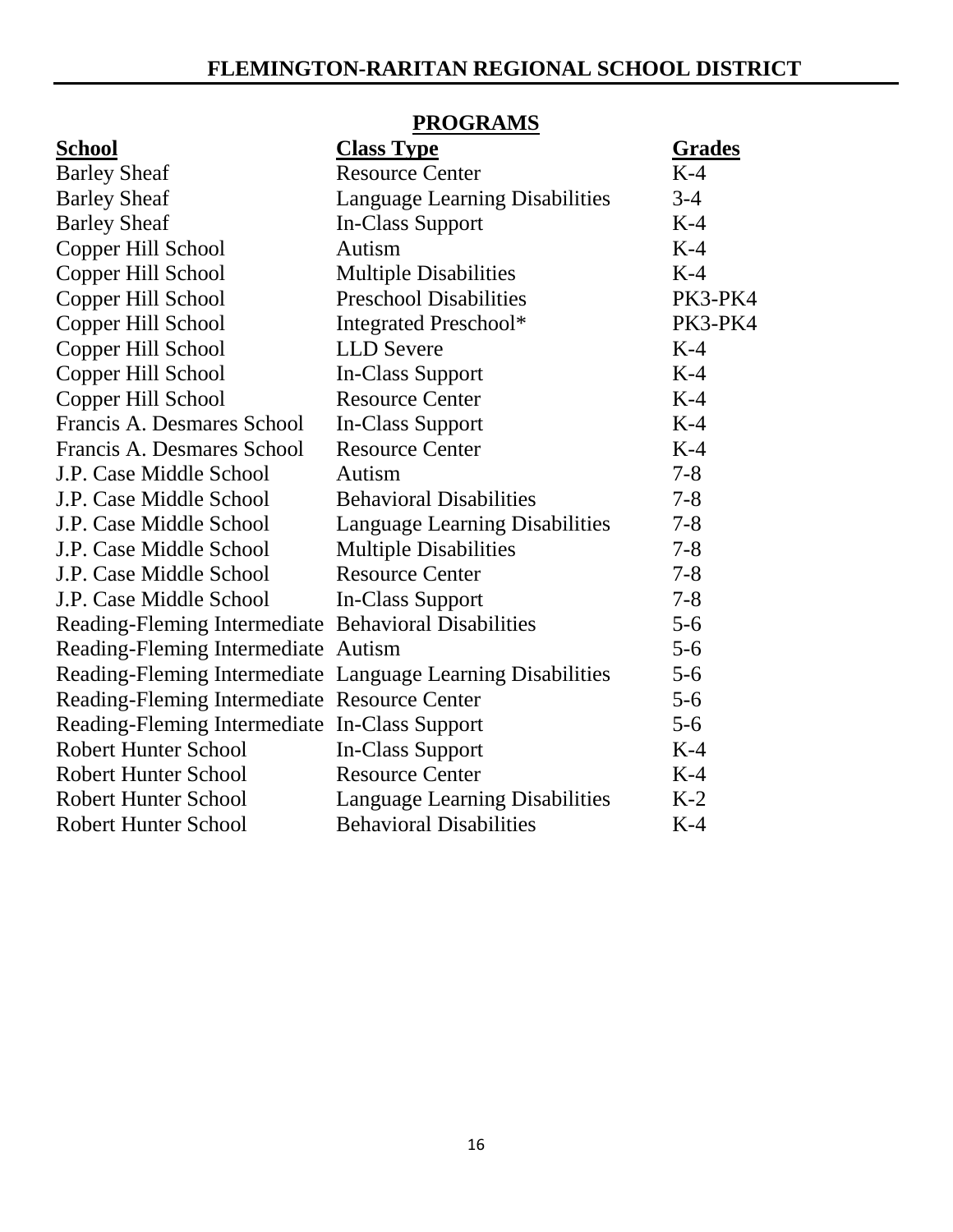# FLEMINGTON-RARITAN REGIONAL SCHOOL DISTRICT

## PROGRAMS

| School | Class Type | Grades |
|---|---|---|
| Barley Sheaf | Resource Center | K-4 |
| Barley Sheaf | Language Learning Disabilities | 3-4 |
| Barley Sheaf | In-Class Support | K-4 |
| Copper Hill School | Autism | K-4 |
| Copper Hill School | Multiple Disabilities | K-4 |
| Copper Hill School | Preschool Disabilities | PK3-PK4 |
| Copper Hill School | Integrated Preschool* | PK3-PK4 |
| Copper Hill School | LLD Severe | K-4 |
| Copper Hill School | In-Class Support | K-4 |
| Copper Hill School | Resource Center | K-4 |
| Francis A. Desmares School | In-Class Support | K-4 |
| Francis A. Desmares School | Resource Center | K-4 |
| J.P. Case Middle School | Autism | 7-8 |
| J.P. Case Middle School | Behavioral Disabilities | 7-8 |
| J.P. Case Middle School | Language Learning Disabilities | 7-8 |
| J.P. Case Middle School | Multiple Disabilities | 7-8 |
| J.P. Case Middle School | Resource Center | 7-8 |
| J.P. Case Middle School | In-Class Support | 7-8 |
| Reading-Fleming Intermediate | Behavioral Disabilities | 5-6 |
| Reading-Fleming Intermediate | Autism | 5-6 |
| Reading-Fleming Intermediate | Language Learning Disabilities | 5-6 |
| Reading-Fleming Intermediate | Resource Center | 5-6 |
| Reading-Fleming Intermediate | In-Class Support | 5-6 |
| Robert Hunter School | In-Class Support | K-4 |
| Robert Hunter School | Resource Center | K-4 |
| Robert Hunter School | Language Learning Disabilities | K-2 |
| Robert Hunter School | Behavioral Disabilities | K-4 |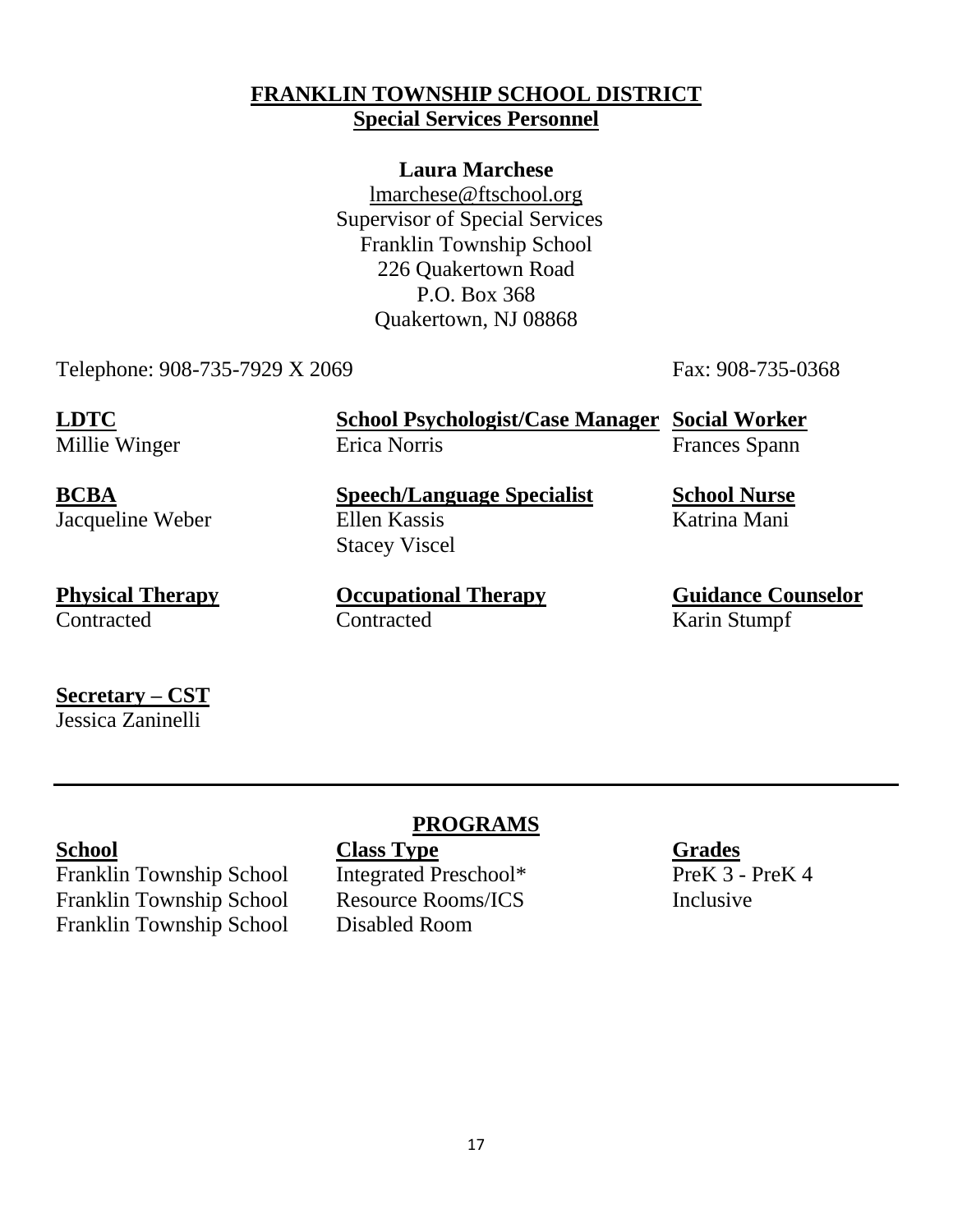# FRANKLIN TOWNSHIP SCHOOL DISTRICT
## Special Services Personnel

**Laura Marchese**
lmarchese@ftschool.org
Supervisor of Special Services
Franklin Township School
226 Quakertown Road
P.O. Box 368
Quakertown, NJ 08868

Telephone: 908-735-7929 X 2069
Fax: 908-735-0368

**LDTC**
Millie Winger

**School Psychologist/Case Manager**
Erica Norris

**Social Worker**
Frances Spann

**BCBA**
Jacqueline Weber

**Speech/Language Specialist**
Ellen Kassis
Stacey Viscel

**School Nurse**
Katrina Mani

**Physical Therapy**
Contracted

**Occupational Therapy**
Contracted

**Guidance Counselor**
Karin Stumpf

**Secretary – CST**
Jessica Zaninelli

---

## PROGRAMS

| School | Class Type | Grades |
|---|---|---|
| Franklin Township School | Integrated Preschool* | PreK 3 - PreK 4 |
| Franklin Township School | Resource Rooms/ICS | Inclusive |
| Franklin Township School | Disabled Room | |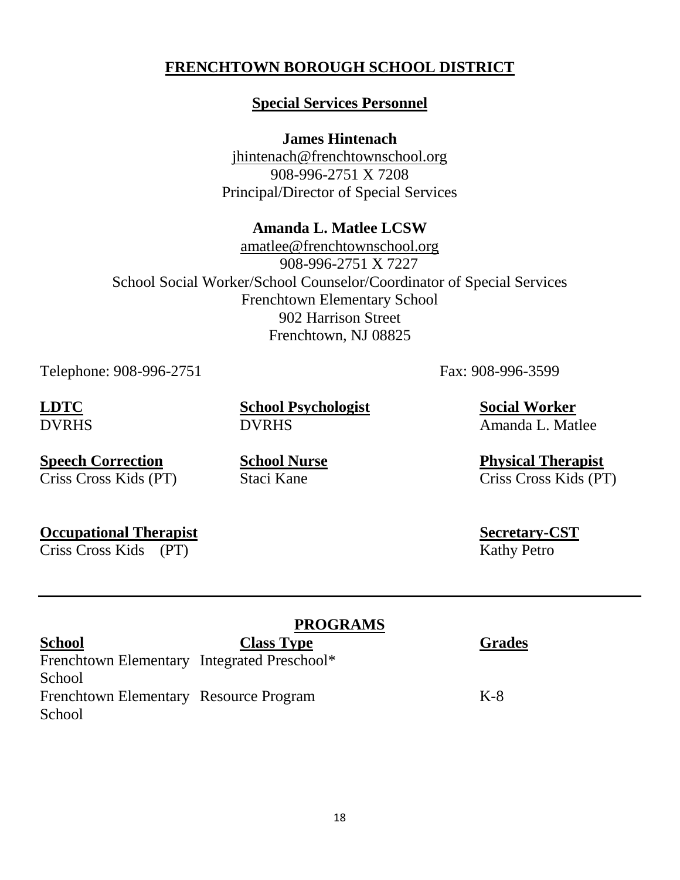## FRENCHTOWN BOROUGH SCHOOL DISTRICT

### Special Services Personnel

**James Hintenach**
jhintenach@frenchtownschool.org
908-996-2751 X 7208
Principal/Director of Special Services

**Amanda L. Matlee LCSW**
amatlee@frenchtownschool.org
908-996-2751 X 7227
School Social Worker/School Counselor/Coordinator of Special Services
Frenchtown Elementary School
902 Harrison Street
Frenchtown, NJ 08825

Telephone: 908-996-2751 Fax: 908-996-3599

**LDTC**
DVRHS

**School Psychologist**
DVRHS

**Social Worker**
Amanda L. Matlee

**Speech Correction**
Criss Cross Kids (PT)

**School Nurse**
Staci Kane

**Physical Therapist**
Criss Cross Kids (PT)

**Occupational Therapist**
Criss Cross Kids (PT)

**Secretary-CST**
Kathy Petro

---

### PROGRAMS

| School | Class Type | Grades |
|---|---|---|
| Frenchtown Elementary School | Integrated Preschool* | |
| Frenchtown Elementary School | Resource Program | K-8 |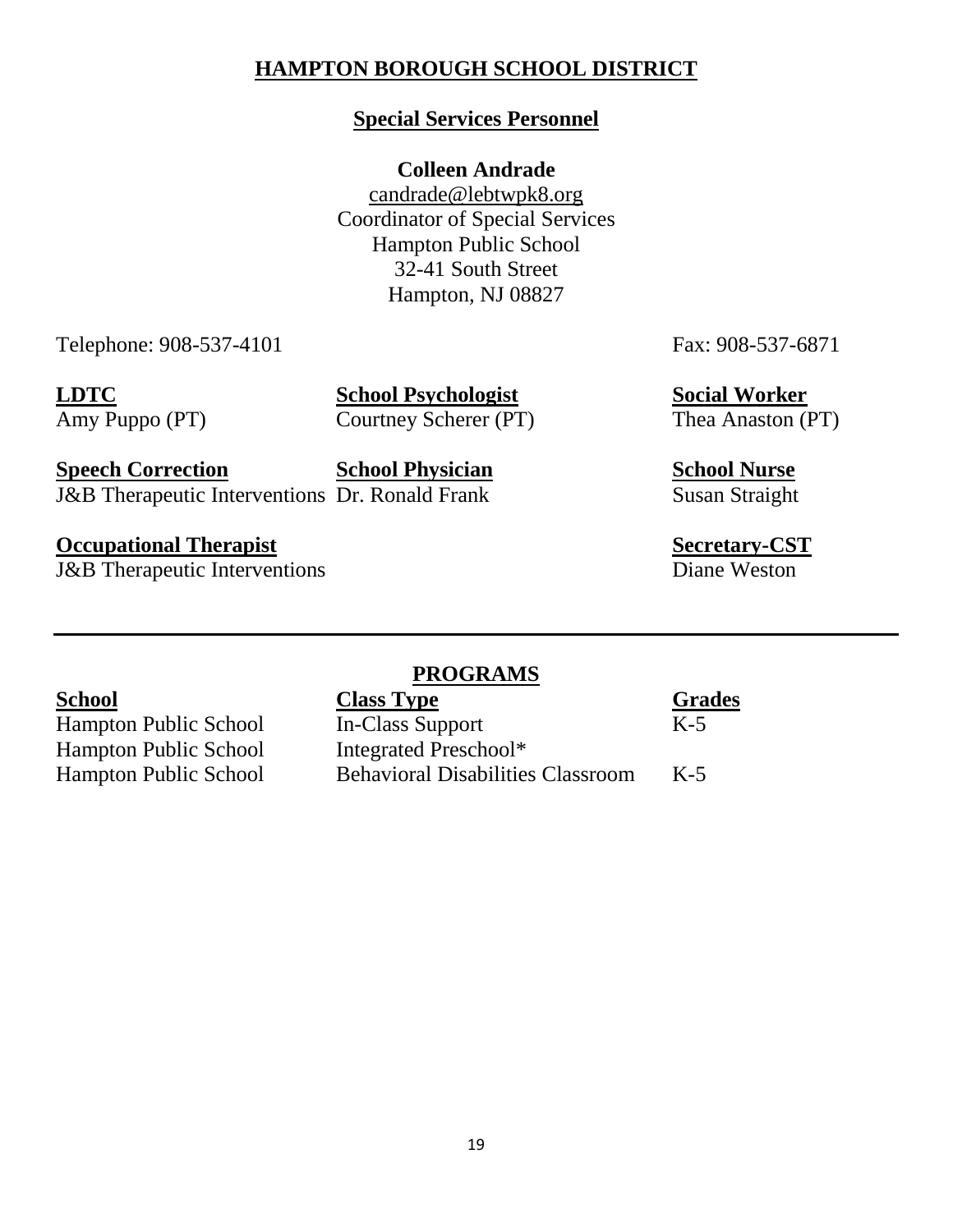# HAMPTON BOROUGH SCHOOL DISTRICT

## Special Services Personnel

**Colleen Andrade**
candrade@lebtwpk8.org
Coordinator of Special Services
Hampton Public School
32-41 South Street
Hampton, NJ 08827

Telephone: 908-537-4101 Fax: 908-537-6871

| **LDTC** | **School Psychologist** | **Social Worker** |
|---|---|---|
| Amy Puppo (PT) | Courtney Scherer (PT) | Thea Anaston (PT) |
| **Speech Correction** | **School Physician** | **School Nurse** |
| J&B Therapeutic Interventions | Dr. Ronald Frank | Susan Straight |
| **Occupational Therapist** | | **Secretary-CST** |
| J&B Therapeutic Interventions | | Diane Weston |

---

## PROGRAMS

| School | Class Type | Grades |
|---|---|---|
| Hampton Public School | In-Class Support | K-5 |
| Hampton Public School | Integrated Preschool* | |
| Hampton Public School | Behavioral Disabilities Classroom | K-5 |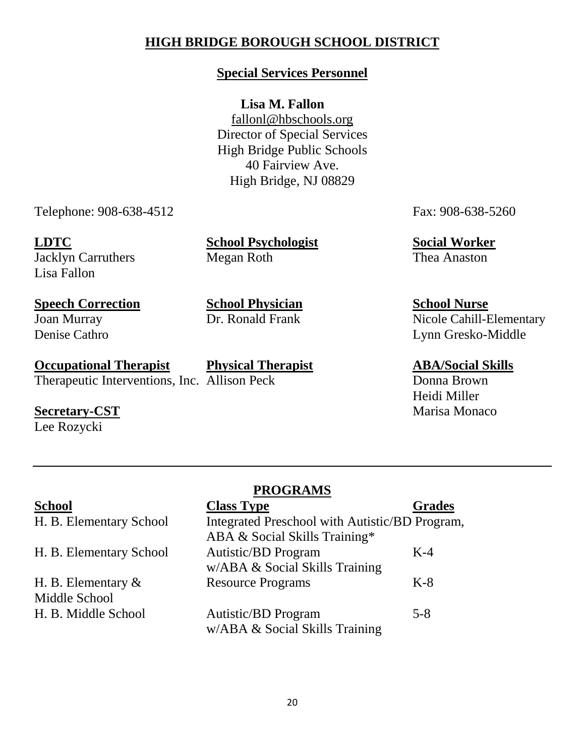# HIGH BRIDGE BOROUGH SCHOOL DISTRICT

## Special Services Personnel

**Lisa M. Fallon**
fallonl@hbschools.org
Director of Special Services
High Bridge Public Schools
40 Fairview Ave.
High Bridge, NJ 08829

Telephone: 908-638-4512

Fax: 908-638-5260

**LDTC**
Jacklyn Carruthers
Lisa Fallon

**School Psychologist**
Megan Roth

**Social Worker**
Thea Anaston

**Speech Correction**
Joan Murray
Denise Cathro

**School Physician**
Dr. Ronald Frank

**School Nurse**
Nicole Cahill-Elementary
Lynn Gresko-Middle

**Occupational Therapist**
Therapeutic Interventions, Inc.

**Physical Therapist**
Allison Peck

**ABA/Social Skills**
Donna Brown
Heidi Miller
Marisa Monaco

**Secretary-CST**
Lee Rozycki

---

## PROGRAMS

| School | Class Type | Grades |
|---|---|---|
| H. B. Elementary School | Integrated Preschool with Autistic/BD Program, ABA & Social Skills Training* | |
| H. B. Elementary School | Autistic/BD Program w/ABA & Social Skills Training | K-4 |
| H. B. Elementary & Middle School | Resource Programs | K-8 |
| H. B. Middle School | Autistic/BD Program w/ABA & Social Skills Training | 5-8 |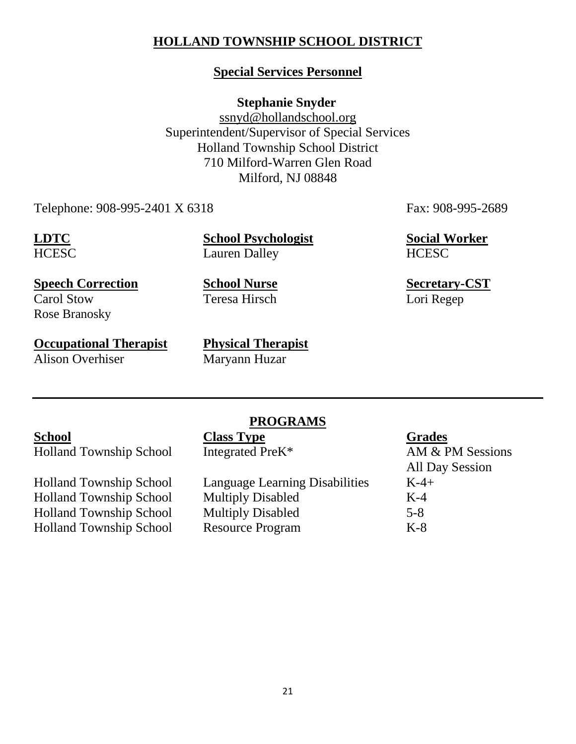# HOLLAND TOWNSHIP SCHOOL DISTRICT

## Special Services Personnel

**Stephanie Snyder**
ssnyd@hollandschool.org
Superintendent/Supervisor of Special Services
Holland Township School District
710 Milford-Warren Glen Road
Milford, NJ 08848

Telephone: 908-995-2401 X 6318 Fax: 908-995-2689

**LDTC**
HCESC

**School Psychologist**
Lauren Dalley

**Social Worker**
HCESC

**Speech Correction**
Carol Stow
Rose Branosky

**School Nurse**
Teresa Hirsch

**Secretary-CST**
Lori Regep

**Occupational Therapist**
Alison Overhiser

**Physical Therapist**
Maryann Huzar

---

## PROGRAMS

| School | Class Type | Grades |
|---|---|---|
| Holland Township School | Integrated PreK* | AM & PM Sessions<br>All Day Session |
| Holland Township School | Language Learning Disabilities | K-4+ |
| Holland Township School | Multiply Disabled | K-4 |
| Holland Township School | Multiply Disabled | 5-8 |
| Holland Township School | Resource Program | K-8 |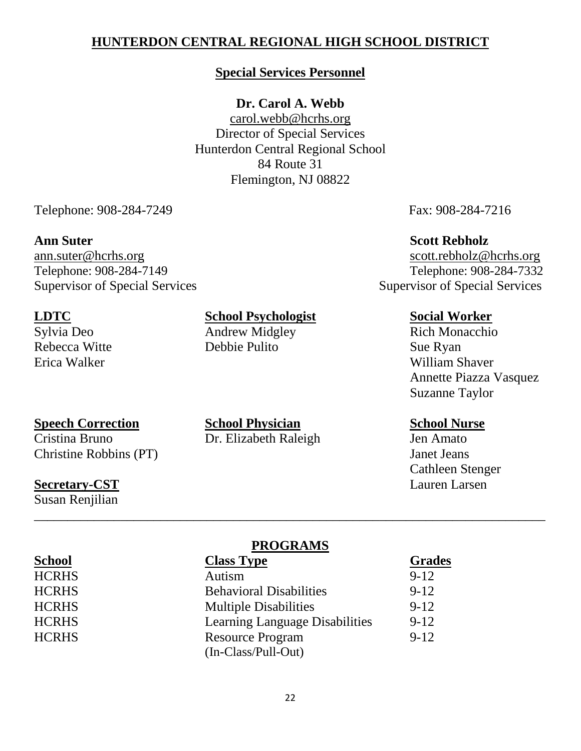# HUNTERDON CENTRAL REGIONAL HIGH SCHOOL DISTRICT

## Special Services Personnel

**Dr. Carol A. Webb**
carol.webb@hcrhs.org
Director of Special Services
Hunterdon Central Regional School
84 Route 31
Flemington, NJ 08822

Telephone: 908-284-7249

Fax: 908-284-7216

**Ann Suter**
ann.suter@hcrhs.org
Telephone: 908-284-7149
Supervisor of Special Services

**Scott Rebholz**
scott.rebholz@hcrhs.org
Telephone: 908-284-7332
Supervisor of Special Services

**LDTC**
Sylvia Deo
Rebecca Witte
Erica Walker

**School Psychologist**
Andrew Midgley
Debbie Pulito

**Social Worker**
Rich Monacchio
Sue Ryan
William Shaver
Annette Piazza Vasquez
Suzanne Taylor

**Speech Correction**
Cristina Bruno
Christine Robbins (PT)

**School Physician**
Dr. Elizabeth Raleigh

**School Nurse**
Jen Amato
Janet Jeans
Cathleen Stenger
Lauren Larsen

**Secretary-CST**
Susan Renjilian

---

## PROGRAMS

| School | Class Type | Grades |
|---|---|---|
| HCRHS | Autism | 9-12 |
| HCRHS | Behavioral Disabilities | 9-12 |
| HCRHS | Multiple Disabilities | 9-12 |
| HCRHS | Learning Language Disabilities | 9-12 |
| HCRHS | Resource Program (In-Class/Pull-Out) | 9-12 |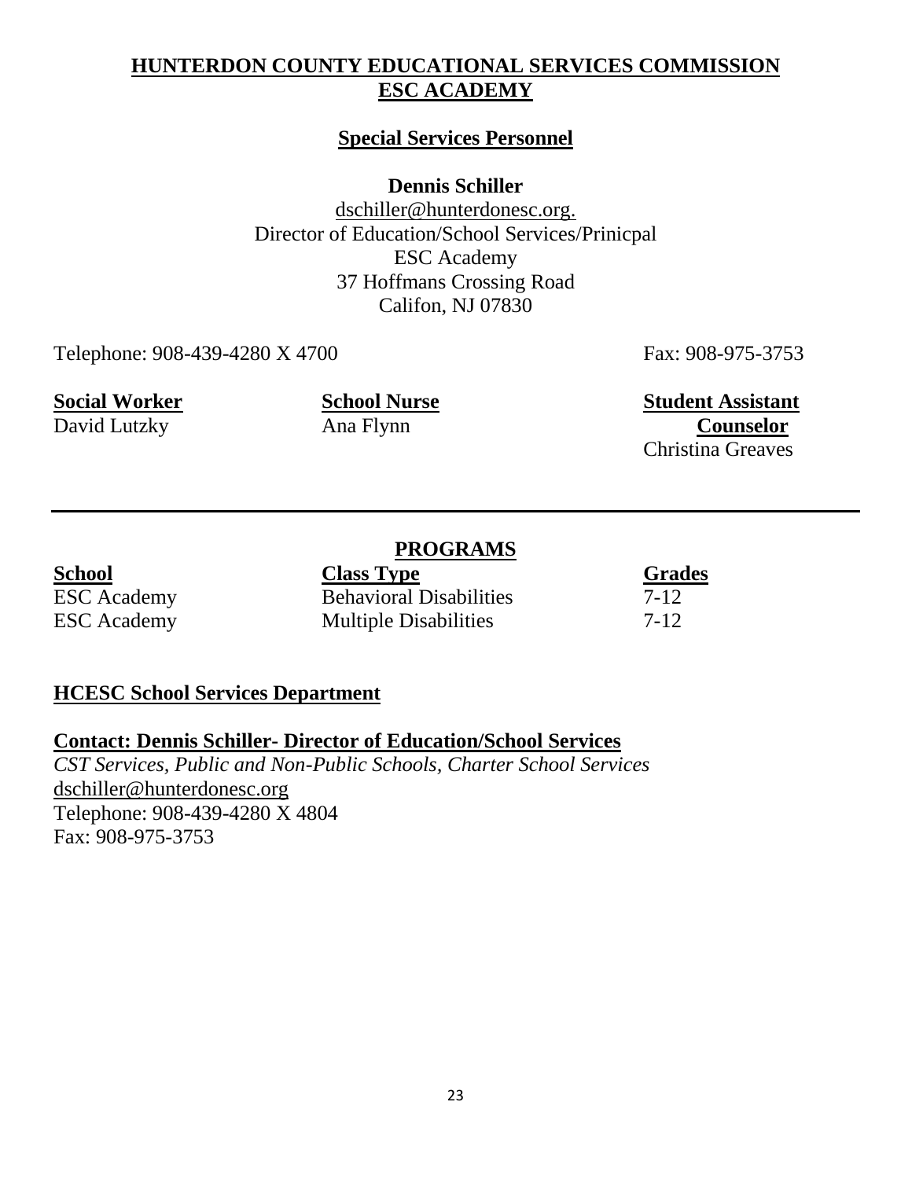# HUNTERDON COUNTY EDUCATIONAL SERVICES COMMISSION
# ESC ACADEMY

## Special Services Personnel

**Dennis Schiller**
dschiller@hunterdonesc.org.
Director of Education/School Services/Prinicpal
ESC Academy
37 Hoffmans Crossing Road
Califon, NJ 07830

Telephone: 908-439-4280 X 4700
Fax: 908-975-3753

| Social Worker | School Nurse | Student Assistant Counselor |
|---|---|---|
| David Lutzky | Ana Flynn | Christina Greaves |

---

## PROGRAMS

| School | Class Type | Grades |
|---|---|---|
| ESC Academy | Behavioral Disabilities | 7-12 |
| ESC Academy | Multiple Disabilities | 7-12 |

## HCESC School Services Department

**Contact: Dennis Schiller- Director of Education/School Services**
*CST Services, Public and Non-Public Schools, Charter School Services*
dschiller@hunterdonesc.org
Telephone: 908-439-4280 X 4804
Fax: 908-975-3753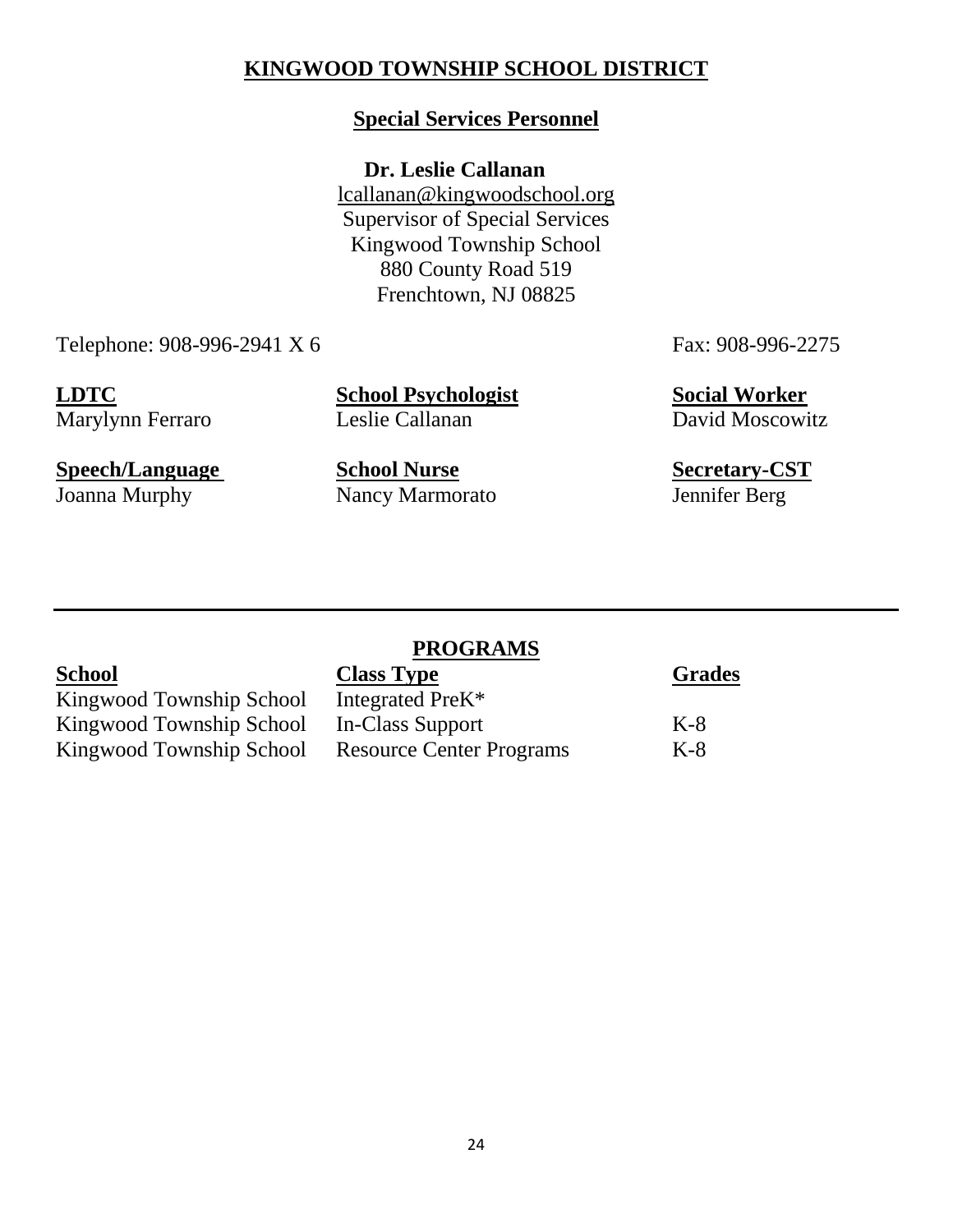# KINGWOOD TOWNSHIP SCHOOL DISTRICT

## Special Services Personnel

**Dr. Leslie Callanan**
lcallanan@kingwoodschool.org
Supervisor of Special Services
Kingwood Township School
880 County Road 519
Frenchtown, NJ 08825

Telephone: 908-996-2941 X 6

Fax: 908-996-2275

| **LDTC** | **School Psychologist** | **Social Worker** |
|---|---|---|
| Marylynn Ferraro | Leslie Callanan | David Moscowitz |
| **Speech/Language** | **School Nurse** | **Secretary-CST** |
| Joanna Murphy | Nancy Marmorato | Jennifer Berg |

---

## PROGRAMS

| School | Class Type | Grades |
|---|---|---|
| Kingwood Township School | Integrated PreK* | |
| Kingwood Township School | In-Class Support | K-8 |
| Kingwood Township School | Resource Center Programs | K-8 |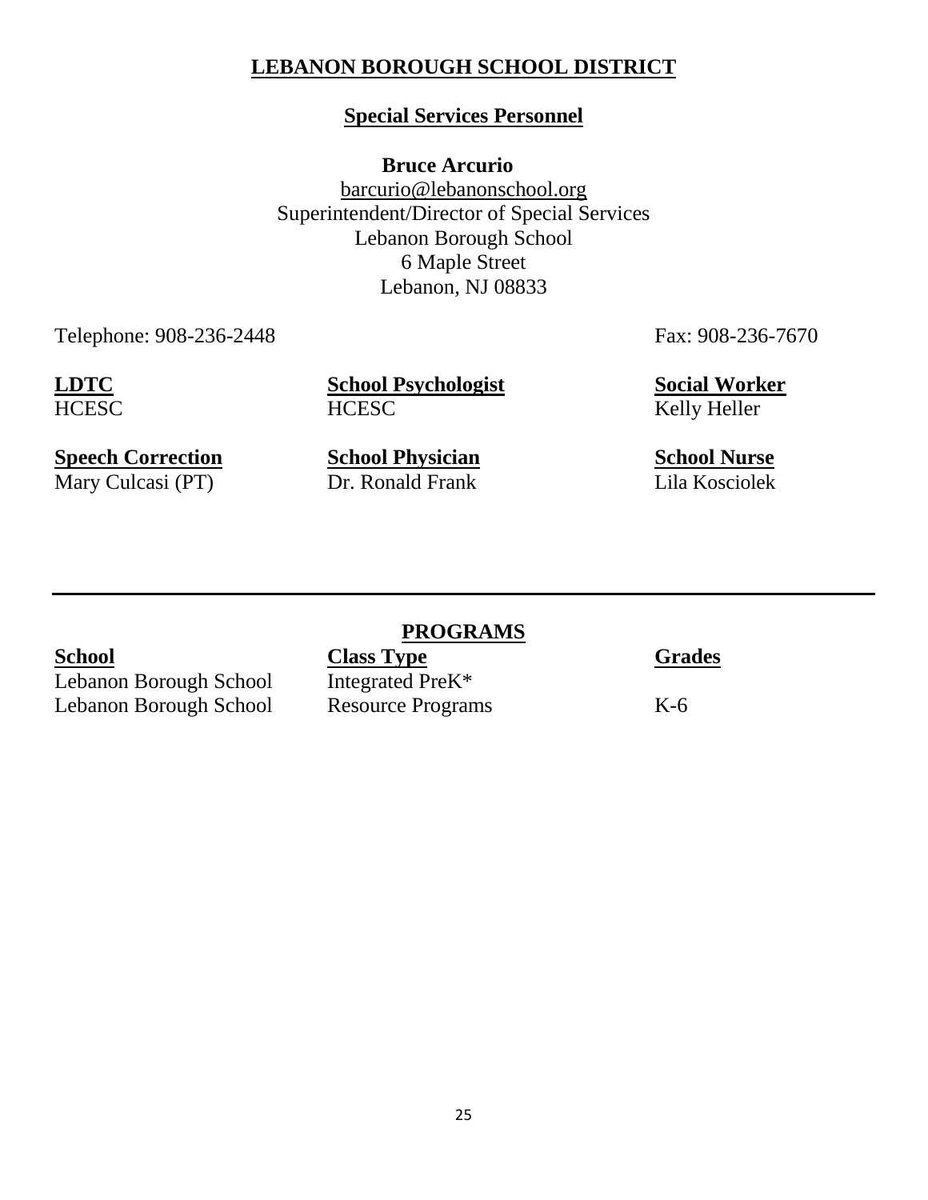# LEBANON BOROUGH SCHOOL DISTRICT

## Special Services Personnel

**Bruce Arcurio**
barcurio@lebanonschool.org
Superintendent/Director of Special Services
Lebanon Borough School
6 Maple Street
Lebanon, NJ 08833

Telephone: 908-236-2448 | Fax: 908-236-7670

| **LDTC** | **School Psychologist** | **Social Worker** |
|---|---|---|
| HCESC | HCESC | Kelly Heller |
| **Speech Correction** | **School Physician** | **School Nurse** |
| Mary Culcasi (PT) | Dr. Ronald Frank | Lila Kosciolek |

---

## PROGRAMS

| School | Class Type | Grades |
|---|---|---|
| Lebanon Borough School | Integrated PreK* | |
| Lebanon Borough School | Resource Programs | K-6 |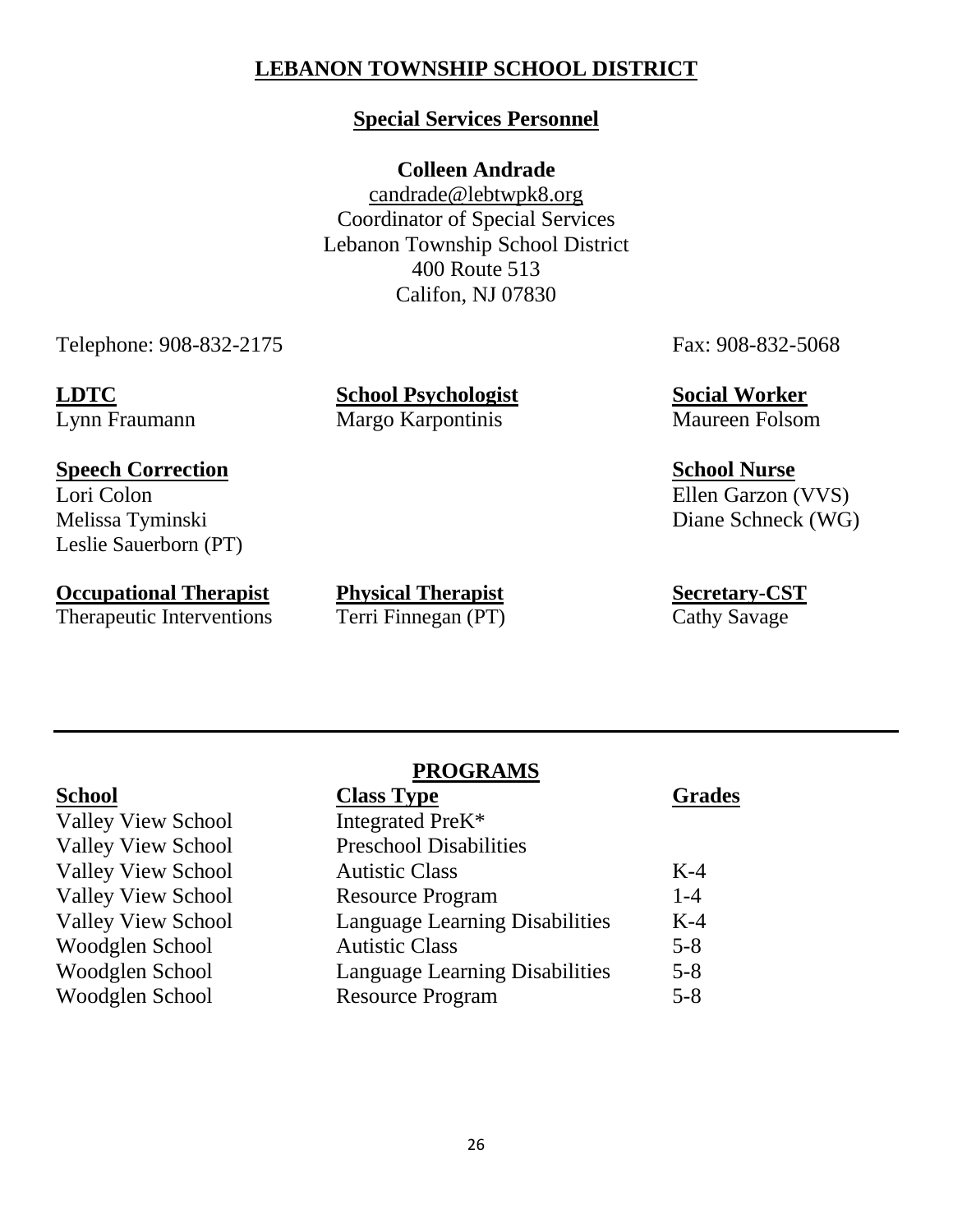# LEBANON TOWNSHIP SCHOOL DISTRICT

## Special Services Personnel

**Colleen Andrade**
candrade@lebtwpk8.org
Coordinator of Special Services
Lebanon Township School District
400 Route 513
Califon, NJ 07830

Telephone: 908-832-2175

Fax: 908-832-5068

**LDTC**
Lynn Fraumann

**School Psychologist**
Margo Karpontinis

**Social Worker**
Maureen Folsom

**Speech Correction**
Lori Colon
Melissa Tyminski
Leslie Sauerborn (PT)

**School Nurse**
Ellen Garzon (VVS)
Diane Schneck (WG)

**Occupational Therapist**
Therapeutic Interventions

**Physical Therapist**
Terri Finnegan (PT)

**Secretary-CST**
Cathy Savage

---

## PROGRAMS

| School | Class Type | Grades |
|---|---|---|
| Valley View School | Integrated PreK* | |
| Valley View School | Preschool Disabilities | |
| Valley View School | Autistic Class | K-4 |
| Valley View School | Resource Program | 1-4 |
| Valley View School | Language Learning Disabilities | K-4 |
| Woodglen School | Autistic Class | 5-8 |
| Woodglen School | Language Learning Disabilities | 5-8 |
| Woodglen School | Resource Program | 5-8 |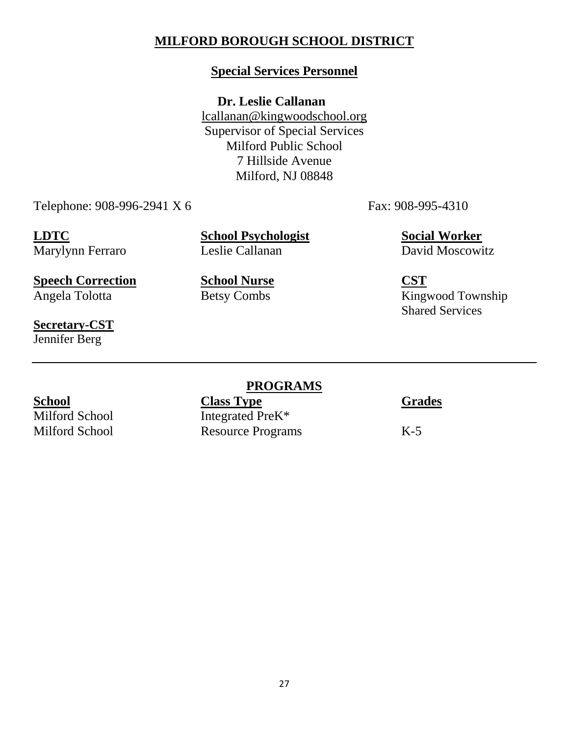# MILFORD BOROUGH SCHOOL DISTRICT

## Special Services Personnel

**Dr. Leslie Callanan**
lcallanan@kingwoodschool.org
Supervisor of Special Services
Milford Public School
7 Hillside Avenue
Milford, NJ 08848

Telephone: 908-996-2941 X 6 Fax: 908-995-4310

| LDTC | School Psychologist | Social Worker |
| --- | --- | --- |
| Marylynn Ferraro | Leslie Callanan | David Moscowitz |
| **Speech Correction** | **School Nurse** | **CST** |
| Angela Tolotta | Betsy Combs | Kingwood Township Shared Services |
| **Secretary-CST** | | |
| Jennifer Berg | | |

---

## PROGRAMS

| School | Class Type | Grades |
| --- | --- | --- |
| Milford School | Integrated PreK* | |
| Milford School | Resource Programs | K-5 |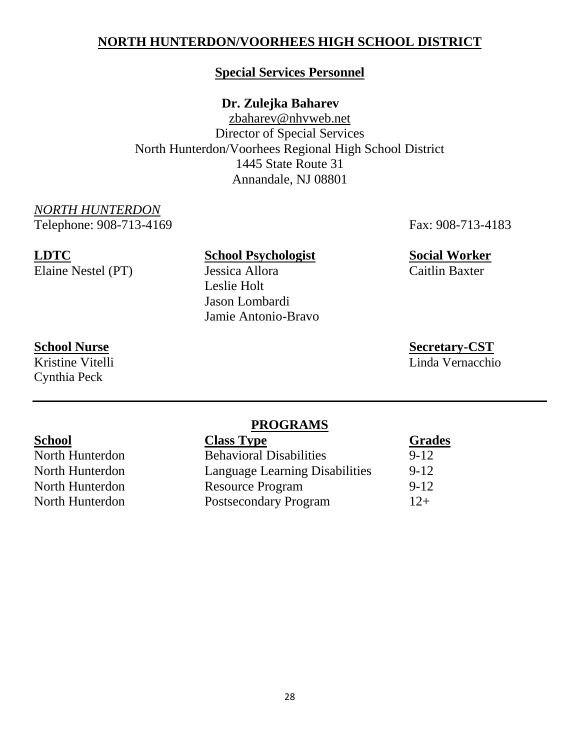# NORTH HUNTERDON/VOORHEES HIGH SCHOOL DISTRICT

## Special Services Personnel

**Dr. Zulejka Baharev**
zbaharev@nhvweb.net
Director of Special Services
North Hunterdon/Voorhees Regional High School District
1445 State Route 31
Annandale, NJ 08801

*NORTH HUNTERDON*
Telephone: 908-713-4169 Fax: 908-713-4183

| LDTC | School Psychologist | Social Worker |
|---|---|---|
| Elaine Nestel (PT) | Jessica Allora | Caitlin Baxter |
| | Leslie Holt | |
| | Jason Lombardi | |
| | Jamie Antonio-Bravo | |

| School Nurse | | Secretary-CST |
|---|---|---|
| Kristine Vitelli | | Linda Vernacchio |
| Cynthia Peck | | |

---

## PROGRAMS

| School | Class Type | Grades |
|---|---|---|
| North Hunterdon | Behavioral Disabilities | 9-12 |
| North Hunterdon | Language Learning Disabilities | 9-12 |
| North Hunterdon | Resource Program | 9-12 |
| North Hunterdon | Postsecondary Program | 12+ |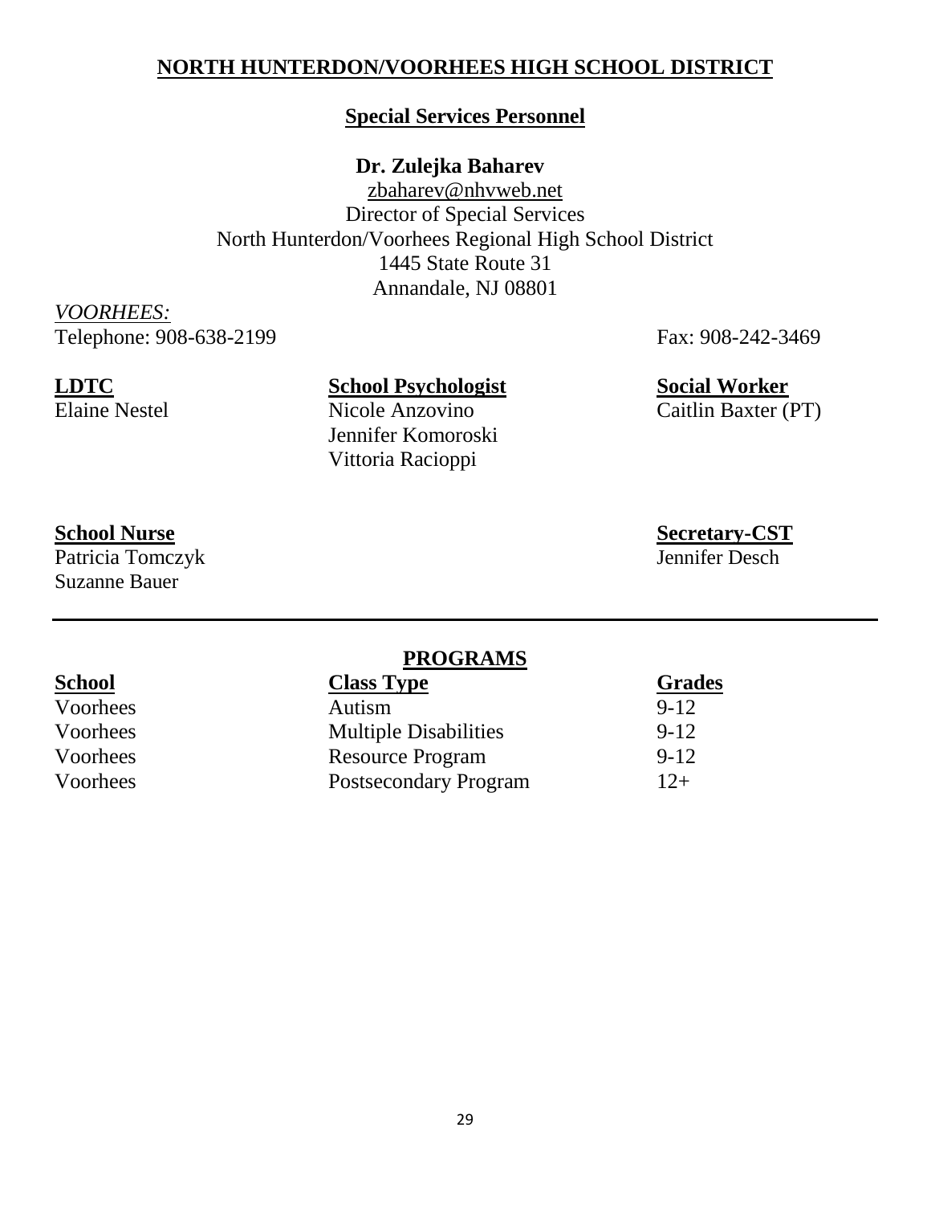# NORTH HUNTERDON/VOORHEES HIGH SCHOOL DISTRICT

## Special Services Personnel

**Dr. Zulejka Baharev**
zbaharev@nhvweb.net
Director of Special Services
North Hunterdon/Voorhees Regional High School District
1445 State Route 31
Annandale, NJ 08801

*VOORHEES:*
Telephone: 908-638-2199
Fax: 908-242-3469

**LDTC**
Elaine Nestel

**School Psychologist**
Nicole Anzovino
Jennifer Komoroski
Vittoria Racioppi

**Social Worker**
Caitlin Baxter (PT)

**School Nurse**
Patricia Tomczyk
Suzanne Bauer

**Secretary-CST**
Jennifer Desch

---

## PROGRAMS

| School | Class Type | Grades |
| --- | --- | --- |
| Voorhees | Autism | 9-12 |
| Voorhees | Multiple Disabilities | 9-12 |
| Voorhees | Resource Program | 9-12 |
| Voorhees | Postsecondary Program | 12+ |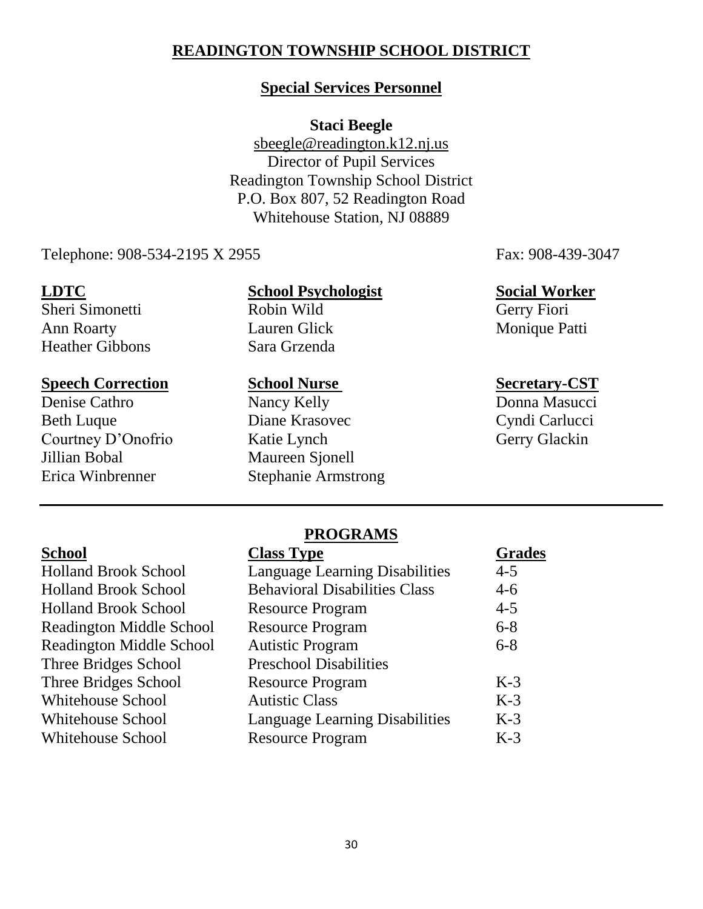# READINGTON TOWNSHIP SCHOOL DISTRICT

## Special Services Personnel

**Staci Beegle**
sbeegle@readington.k12.nj.us
Director of Pupil Services
Readington Township School District
P.O. Box 807, 52 Readington Road
Whitehouse Station, NJ 08889

Telephone: 908-534-2195 X 2955 Fax: 908-439-3047

| LDTC | School Psychologist | Social Worker |
|---|---|---|
| Sheri Simonetti | Robin Wild | Gerry Fiori |
| Ann Roarty | Lauren Glick | Monique Patti |
| Heather Gibbons | Sara Grzenda | |

| Speech Correction | School Nurse | Secretary-CST |
|---|---|---|
| Denise Cathro | Nancy Kelly | Donna Masucci |
| Beth Luque | Diane Krasovec | Cyndi Carlucci |
| Courtney D'Onofrio | Katie Lynch | Gerry Glackin |
| Jillian Bobal | Maureen Sjonell | |
| Erica Winbrenner | Stephanie Armstrong | |

---

## PROGRAMS

| School | Class Type | Grades |
|---|---|---|
| Holland Brook School | Language Learning Disabilities | 4-5 |
| Holland Brook School | Behavioral Disabilities Class | 4-6 |
| Holland Brook School | Resource Program | 4-5 |
| Readington Middle School | Resource Program | 6-8 |
| Readington Middle School | Autistic Program | 6-8 |
| Three Bridges School | Preschool Disabilities | |
| Three Bridges School | Resource Program | K-3 |
| Whitehouse School | Autistic Class | K-3 |
| Whitehouse School | Language Learning Disabilities | K-3 |
| Whitehouse School | Resource Program | K-3 |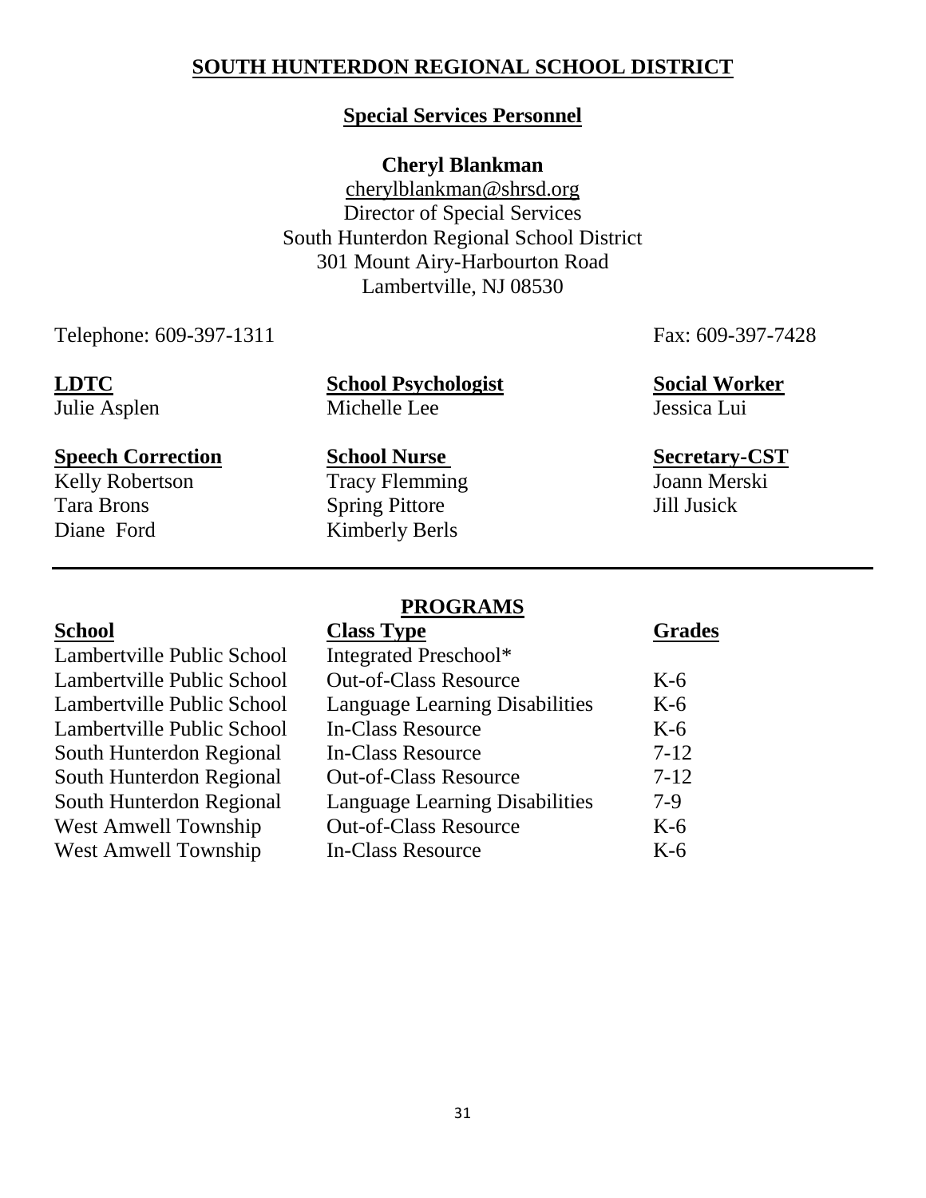# SOUTH HUNTERDON REGIONAL SCHOOL DISTRICT

## Special Services Personnel

**Cheryl Blankman**
cherylblankman@shrsd.org
Director of Special Services
South Hunterdon Regional School District
301 Mount Airy-Harbourton Road
Lambertville, NJ 08530

Telephone: 609-397-1311 Fax: 609-397-7428

| **LDTC** | **School Psychologist** | **Social Worker** |
|---|---|---|
| Julie Asplen | Michelle Lee | Jessica Lui |

| **Speech Correction** | **School Nurse** | **Secretary-CST** |
|---|---|---|
| Kelly Robertson | Tracy Flemming | Joann Merski |
| Tara Brons | Spring Pittore | Jill Jusick |
| Diane Ford | Kimberly Berls | |

---

## PROGRAMS

| School | Class Type | Grades |
|---|---|---|
| Lambertville Public School | Integrated Preschool* | |
| Lambertville Public School | Out-of-Class Resource | K-6 |
| Lambertville Public School | Language Learning Disabilities | K-6 |
| Lambertville Public School | In-Class Resource | K-6 |
| South Hunterdon Regional | In-Class Resource | 7-12 |
| South Hunterdon Regional | Out-of-Class Resource | 7-12 |
| South Hunterdon Regional | Language Learning Disabilities | 7-9 |
| West Amwell Township | Out-of-Class Resource | K-6 |
| West Amwell Township | In-Class Resource | K-6 |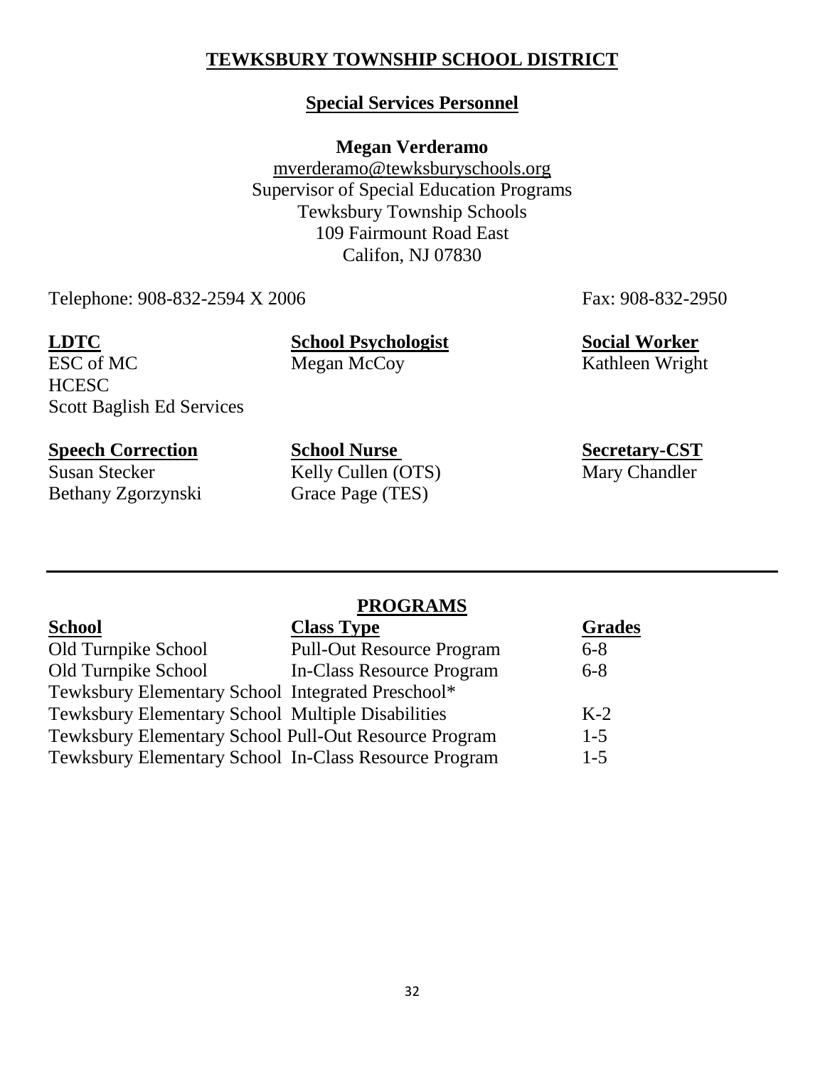# TEWKSBURY TOWNSHIP SCHOOL DISTRICT

## Special Services Personnel

**Megan Verderamo**
mverderamo@tewksburyschools.org
Supervisor of Special Education Programs
Tewksbury Township Schools
109 Fairmount Road East
Califon, NJ 07830

Telephone: 908-832-2594 X 2006 Fax: 908-832-2950

**LDTC**
ESC of MC
HCESC
Scott Baglish Ed Services

**School Psychologist**
Megan McCoy

**Social Worker**
Kathleen Wright

**Speech Correction**
Susan Stecker
Bethany Zgorzynski

**School Nurse**
Kelly Cullen (OTS)
Grace Page (TES)

**Secretary-CST**
Mary Chandler

---

## PROGRAMS

| School | Class Type | Grades |
|---|---|---|
| Old Turnpike School | Pull-Out Resource Program | 6-8 |
| Old Turnpike School | In-Class Resource Program | 6-8 |
| Tewksbury Elementary School | Integrated Preschool* | |
| Tewksbury Elementary School | Multiple Disabilities | K-2 |
| Tewksbury Elementary School | Pull-Out Resource Program | 1-5 |
| Tewksbury Elementary School | In-Class Resource Program | 1-5 |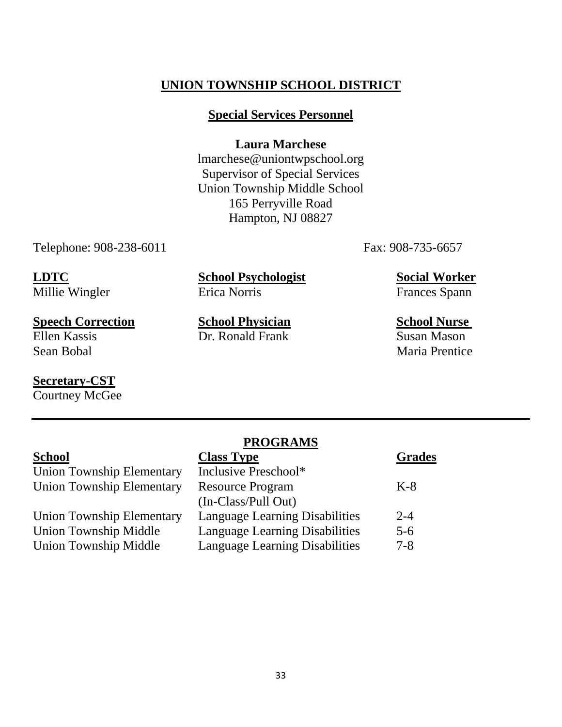# UNION TOWNSHIP SCHOOL DISTRICT

## Special Services Personnel

**Laura Marchese**
lmarchese@uniontwpschool.org
Supervisor of Special Services
Union Township Middle School
165 Perryville Road
Hampton, NJ 08827

Telephone: 908-238-6011 Fax: 908-735-6657

**LDTC**
Millie Wingler

**School Psychologist**
Erica Norris

**Social Worker**
Frances Spann

**Speech Correction**
Ellen Kassis
Sean Bobal

**School Physician**
Dr. Ronald Frank

**School Nurse**
Susan Mason
Maria Prentice

**Secretary-CST**
Courtney McGee

---

## PROGRAMS

| School | Class Type | Grades |
|---|---|---|
| Union Township Elementary | Inclusive Preschool* | |
| Union Township Elementary | Resource Program (In-Class/Pull Out) | K-8 |
| Union Township Elementary | Language Learning Disabilities | 2-4 |
| Union Township Middle | Language Learning Disabilities | 5-6 |
| Union Township Middle | Language Learning Disabilities | 7-8 |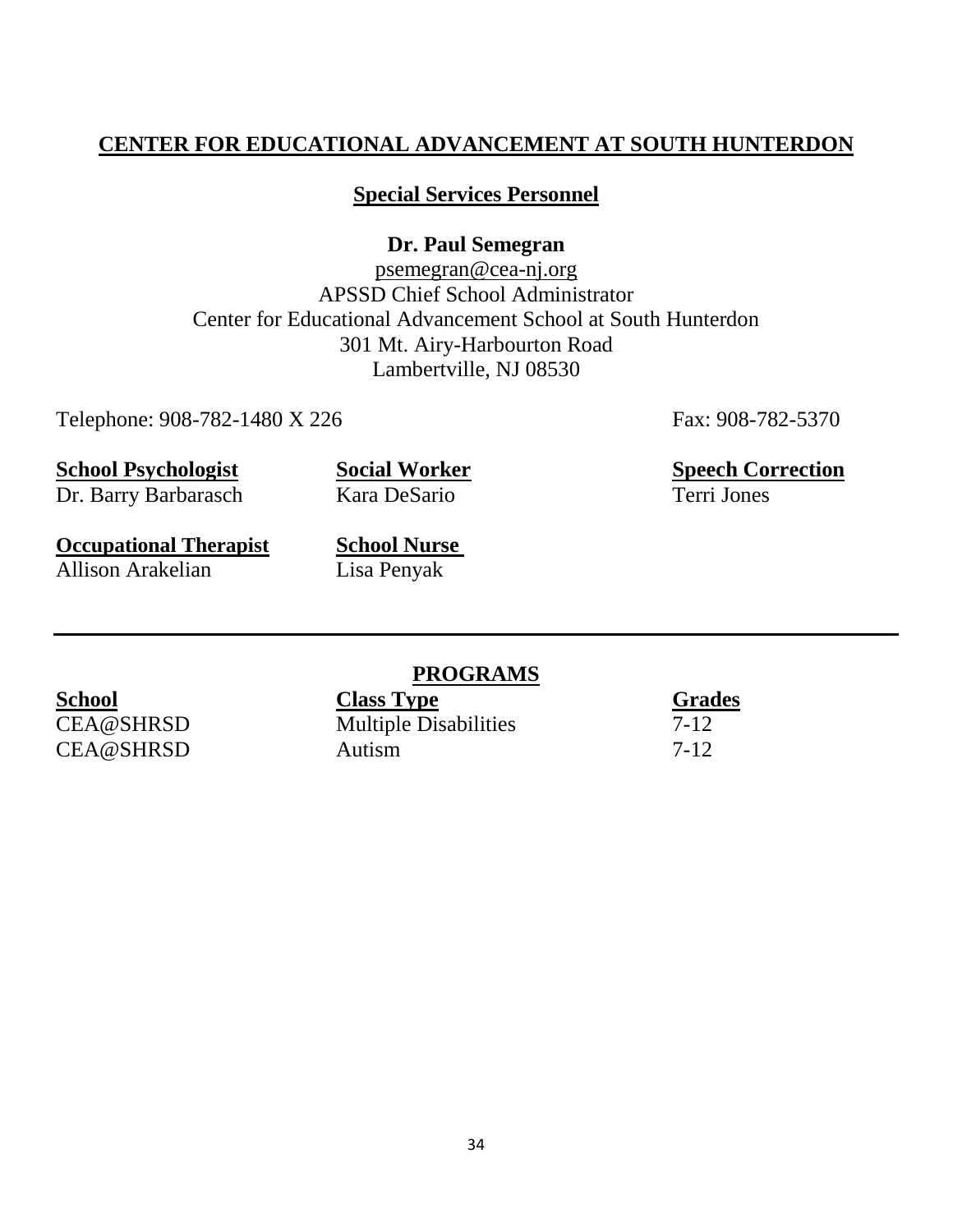# CENTER FOR EDUCATIONAL ADVANCEMENT AT SOUTH HUNTERDON

## Special Services Personnel

**Dr. Paul Semegran**
psemegran@cea-nj.org
APSSD Chief School Administrator
Center for Educational Advancement School at South Hunterdon
301 Mt. Airy-Harbourton Road
Lambertville, NJ 08530

Telephone: 908-782-1480 X 226    Fax: 908-782-5370

| **School Psychologist** | **Social Worker** | **Speech Correction** |
|---|---|---|
| Dr. Barry Barbarasch | Kara DeSario | Terri Jones |
| **Occupational Therapist** | **School Nurse** | |
| Allison Arakelian | Lisa Penyak | |

---

## PROGRAMS

| School | Class Type | Grades |
|---|---|---|
| CEA@SHRSD | Multiple Disabilities | 7-12 |
| CEA@SHRSD | Autism | 7-12 |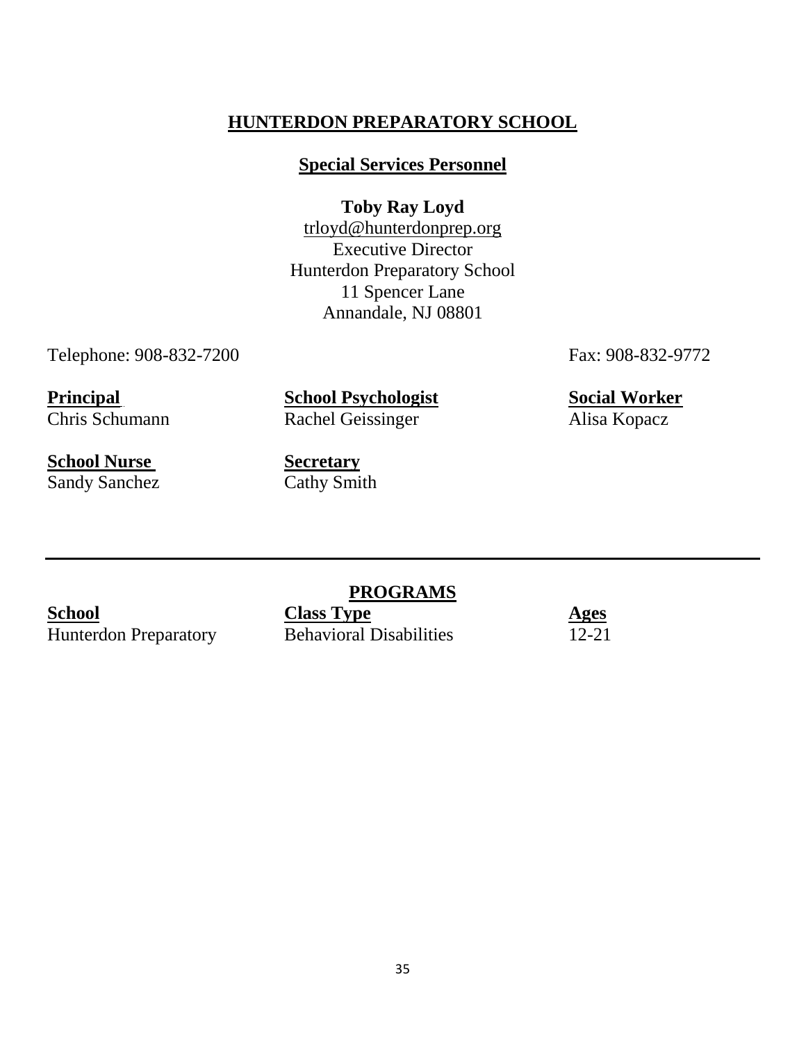# HUNTERDON PREPARATORY SCHOOL

## Special Services Personnel

**Toby Ray Loyd**
trloyd@hunterdonprep.org
Executive Director
Hunterdon Preparatory School
11 Spencer Lane
Annandale, NJ 08801

Telephone: 908-832-7200 Fax: 908-832-9772

| | | |
|---|---|---|
| **Principal** | **School Psychologist** | **Social Worker** |
| Chris Schumann | Rachel Geissinger | Alisa Kopacz |
| **School Nurse** | **Secretary** | |
| Sandy Sanchez | Cathy Smith | |

---

## PROGRAMS

| School | Class Type | Ages |
|---|---|---|
| Hunterdon Preparatory | Behavioral Disabilities | 12-21 |